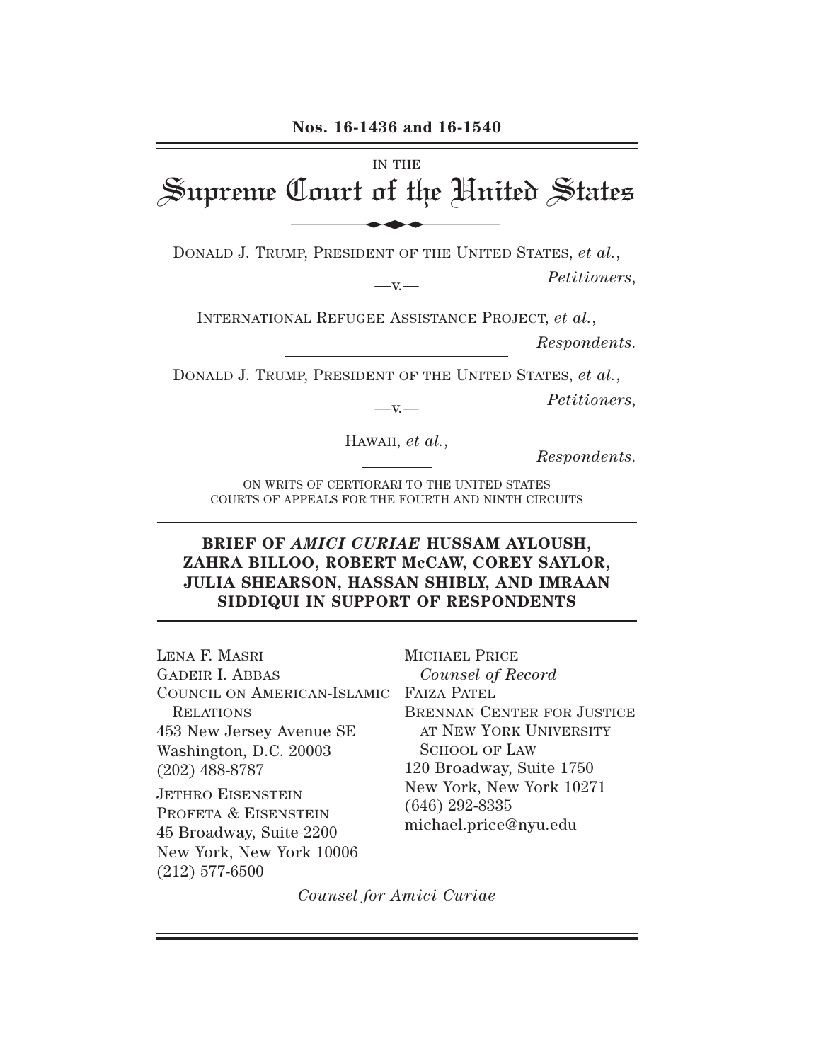**Nos. 16-1436 and 16-1540**

IN THE

# Supreme Court of the United States

DONALD J. TRUMP, PRESIDENT OF THE UNITED STATES, *et al.*,

*Petitioners*,

—v.—

INTERNATIONAL REFUGEE ASSISTANCE PROJECT, *et al.*,

*Respondents.*

DONALD J. TRUMP, PRESIDENT OF THE UNITED STATES, *et al.*,

*Petitioners*,

—v.—

HAWAII, *et al.*,

*Respondents.*

ON WRITS OF CERTIORARI TO THE UNITED STATES COURTS OF APPEALS FOR THE FOURTH AND NINTH CIRCUITS

**BRIEF OF *AMICI CURIAE* HUSSAM AYLOUSH, ZAHRA BILLOO, ROBERT McCAW, COREY SAYLOR, JULIA SHEARSON, HASSAN SHIBLY, AND IMRAAN SIDDIQUI IN SUPPORT OF RESPONDENTS**

LENA F. MASRI
GADEIR I. ABBAS
COUNCIL ON AMERICAN-ISLAMIC RELATIONS
453 New Jersey Avenue SE
Washington, D.C. 20003
(202) 488-8787

JETHRO EISENSTEIN
PROFETA & EISENSTEIN
45 Broadway, Suite 2200
New York, New York 10006
(212) 577-6500

MICHAEL PRICE
*Counsel of Record*
FAIZA PATEL
BRENNAN CENTER FOR JUSTICE AT NEW YORK UNIVERSITY SCHOOL OF LAW
120 Broadway, Suite 1750
New York, New York 10271
(646) 292-8335
michael.price@nyu.edu

*Counsel for Amici Curiae*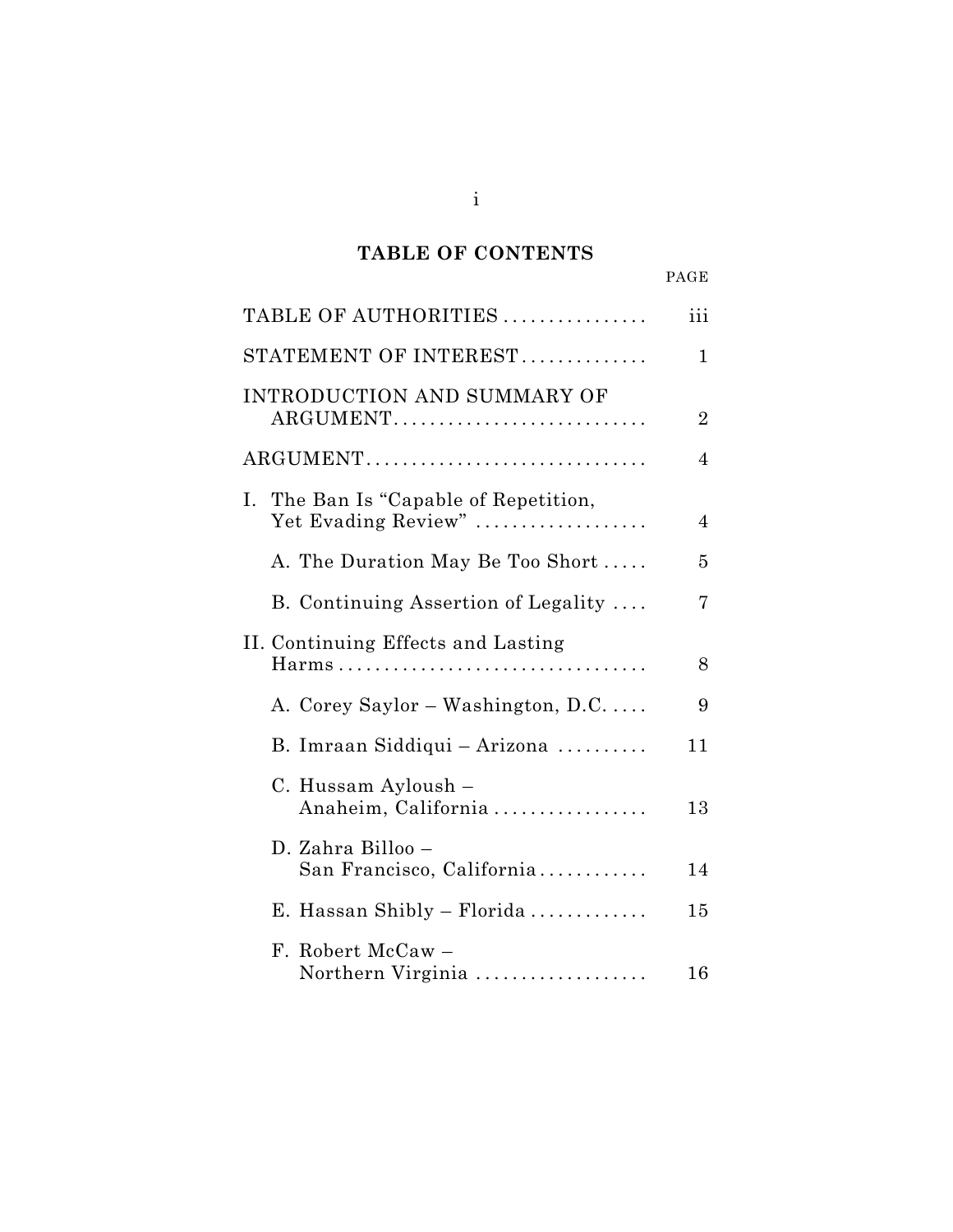# TABLE OF CONTENTS

| | PAGE |
|---|---|
| TABLE OF AUTHORITIES | iii |
| STATEMENT OF INTEREST | 1 |
| INTRODUCTION AND SUMMARY OF ARGUMENT | 2 |
| ARGUMENT | 4 |
| I. The Ban Is "Capable of Repetition, Yet Evading Review" | 4 |
| A. The Duration May Be Too Short | 5 |
| B. Continuing Assertion of Legality | 7 |
| II. Continuing Effects and Lasting Harms | 8 |
| A. Corey Saylor – Washington, D.C. | 9 |
| B. Imraan Siddiqui – Arizona | 11 |
| C. Hussam Ayloush – Anaheim, California | 13 |
| D. Zahra Billoo – San Francisco, California | 14 |
| E. Hassan Shibly – Florida | 15 |
| F. Robert McCaw – Northern Virginia | 16 |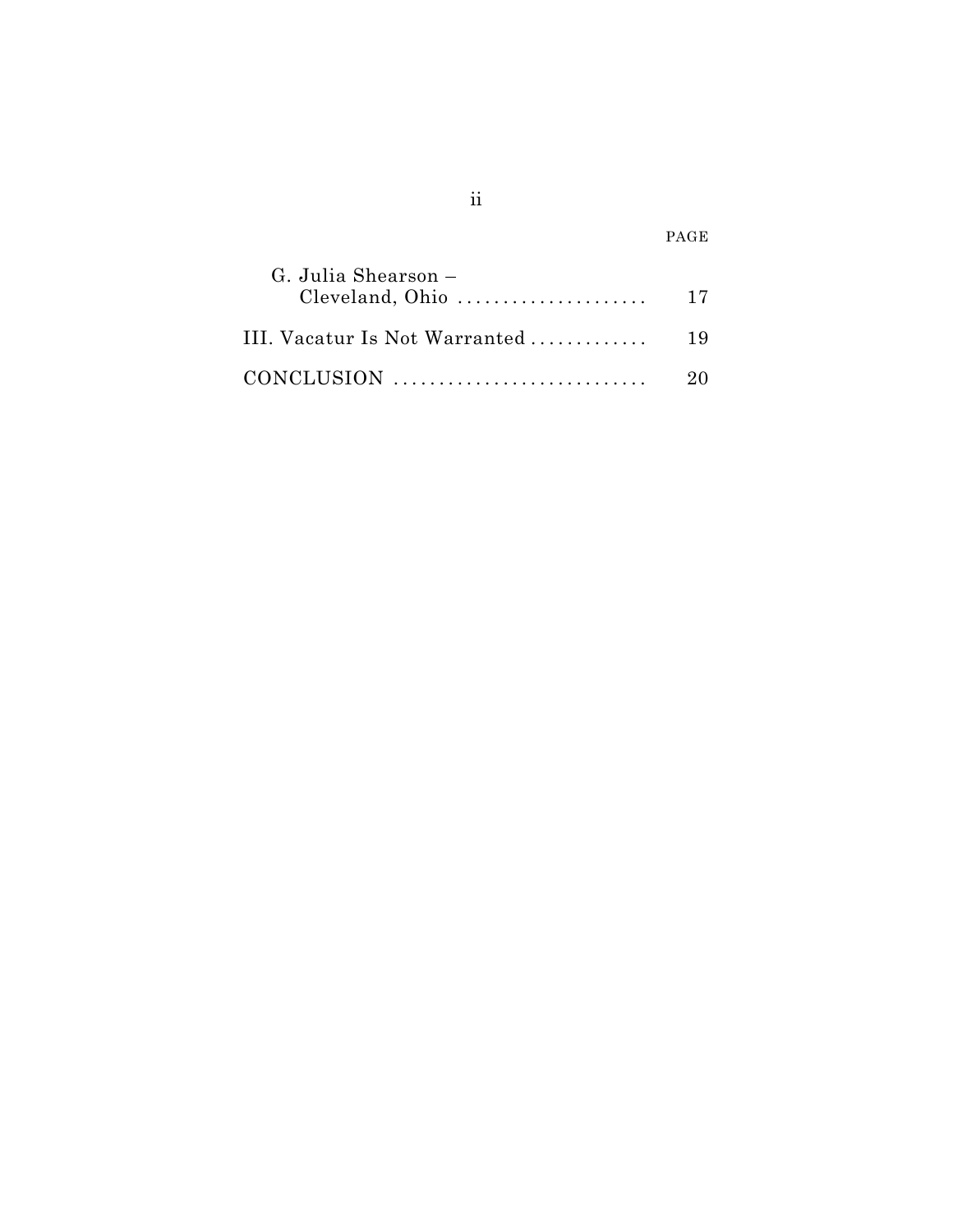| | PAGE |
|---|---|
| G. Julia Shearson – Cleveland, Ohio | 17 |
| III. Vacatur Is Not Warranted | 19 |
| CONCLUSION | 20 |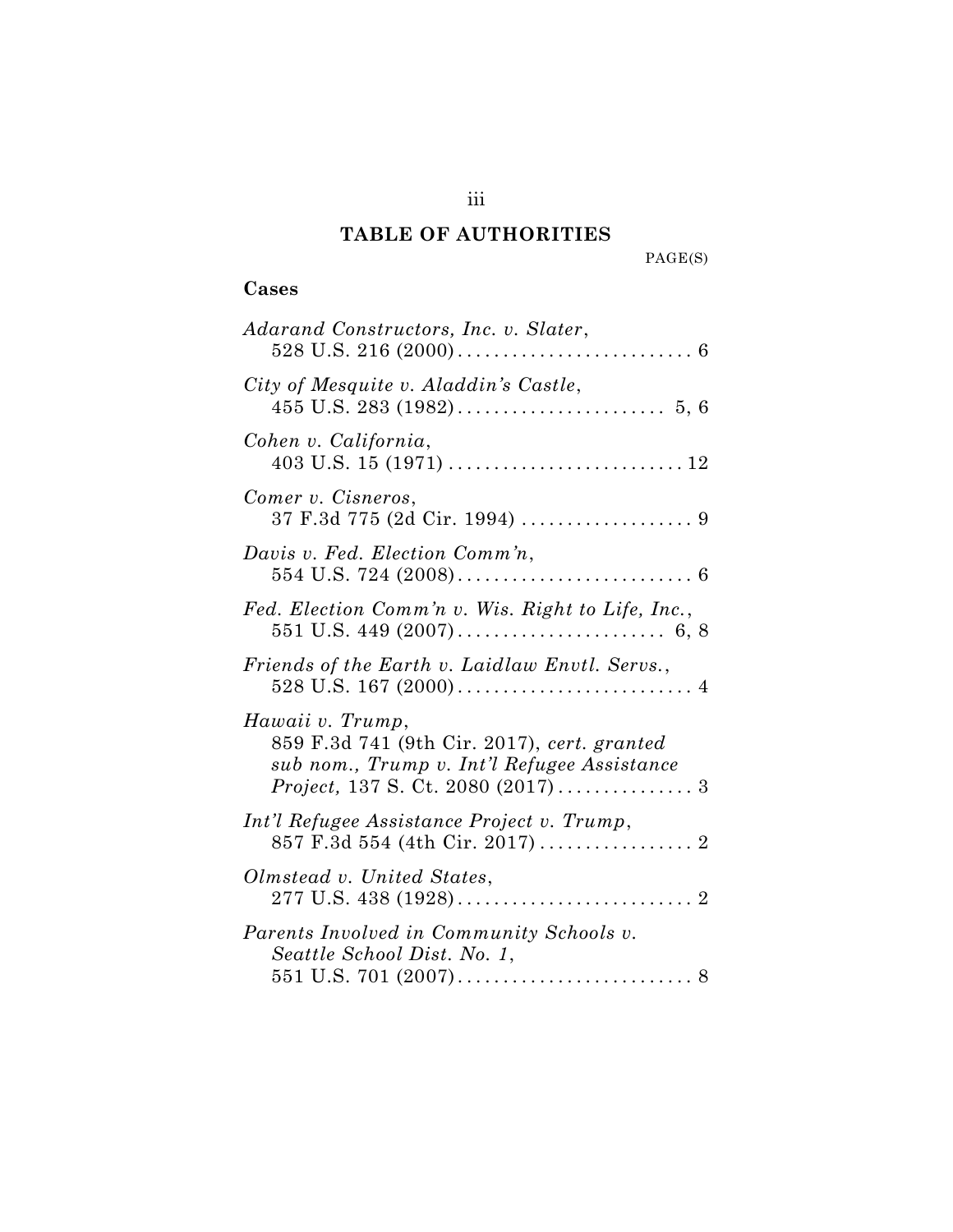## TABLE OF AUTHORITIES

PAGE(S)

### Cases

*Adarand Constructors, Inc. v. Slater*, 528 U.S. 216 (2000) .......................... 6

*City of Mesquite v. Aladdin's Castle*, 455 U.S. 283 (1982) ....................... 5, 6

*Cohen v. California*, 403 U.S. 15 (1971) .......................... 12

*Comer v. Cisneros*, 37 F.3d 775 (2d Cir. 1994) ................... 9

*Davis v. Fed. Election Comm'n*, 554 U.S. 724 (2008) .......................... 6

*Fed. Election Comm'n v. Wis. Right to Life, Inc.*, 551 U.S. 449 (2007) ....................... 6, 8

*Friends of the Earth v. Laidlaw Envtl. Servs.*, 528 U.S. 167 (2000) .......................... 4

*Hawaii v. Trump*, 859 F.3d 741 (9th Cir. 2017), *cert. granted sub nom., Trump v. Int'l Refugee Assistance Project,* 137 S. Ct. 2080 (2017) ............... 3

*Int'l Refugee Assistance Project v. Trump*, 857 F.3d 554 (4th Cir. 2017) ................. 2

*Olmstead v. United States*, 277 U.S. 438 (1928) .......................... 2

*Parents Involved in Community Schools v. Seattle School Dist. No. 1*, 551 U.S. 701 (2007) .......................... 8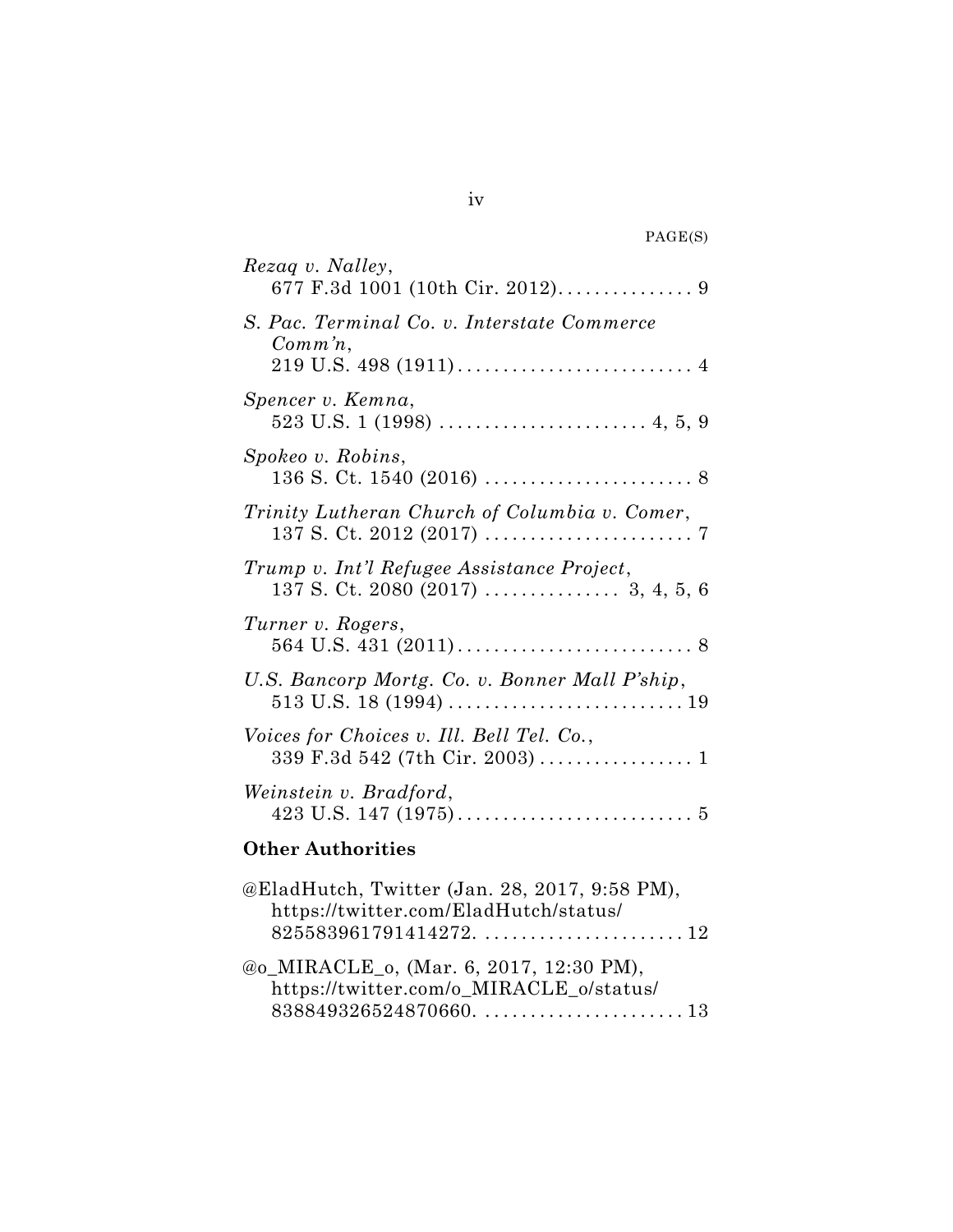PAGE(S)

*Rezaq v. Nalley*,
677 F.3d 1001 (10th Cir. 2012). . . . . . . . . . . . . . . 9

*S. Pac. Terminal Co. v. Interstate Commerce Comm'n*,
219 U.S. 498 (1911) . . . . . . . . . . . . . . . . . . . . . . . . . . 4

*Spencer v. Kemna*,
523 U.S. 1 (1998) . . . . . . . . . . . . . . . . . . . . . . . 4, 5, 9

*Spokeo v. Robins*,
136 S. Ct. 1540 (2016) . . . . . . . . . . . . . . . . . . . . . . . 8

*Trinity Lutheran Church of Columbia v. Comer*,
137 S. Ct. 2012 (2017) . . . . . . . . . . . . . . . . . . . . . . . 7

*Trump v. Int'l Refugee Assistance Project*,
137 S. Ct. 2080 (2017) . . . . . . . . . . . . . . . 3, 4, 5, 6

*Turner v. Rogers*,
564 U.S. 431 (2011) . . . . . . . . . . . . . . . . . . . . . . . . . . 8

*U.S. Bancorp Mortg. Co. v. Bonner Mall P'ship*,
513 U.S. 18 (1994) . . . . . . . . . . . . . . . . . . . . . . . . . . 19

*Voices for Choices v. Ill. Bell Tel. Co.*,
339 F.3d 542 (7th Cir. 2003) . . . . . . . . . . . . . . . . . 1

*Weinstein v. Bradford*,
423 U.S. 147 (1975) . . . . . . . . . . . . . . . . . . . . . . . . . . 5

**Other Authorities**

@EladHutch, Twitter (Jan. 28, 2017, 9:58 PM),
https://twitter.com/EladHutch/status/
825583961791414272. . . . . . . . . . . . . . . . . . . . . . . 12

@o_MIRACLE_o, (Mar. 6, 2017, 12:30 PM),
https://twitter.com/o_MIRACLE_o/status/
838849326524870660. . . . . . . . . . . . . . . . . . . . . . . 13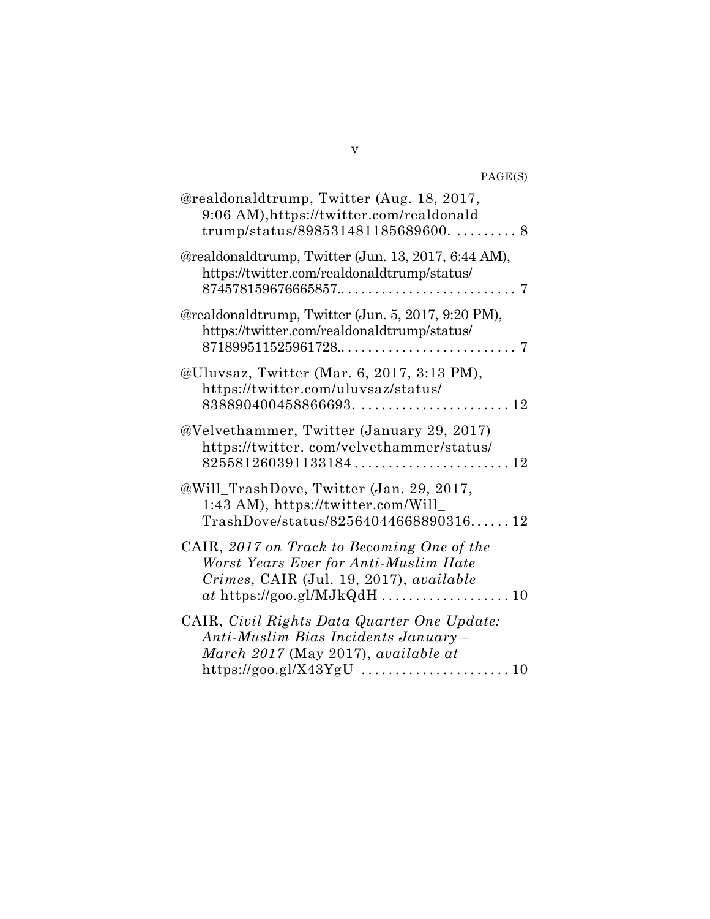PAGE(S)

@realdonaldtrump, Twitter (Aug. 18, 2017, 9:06 AM),https://twitter.com/realdonaldtrump/status/898531481185689600. . . . . . . . . . 8

@realdonaldtrump, Twitter (Jun. 13, 2017, 6:44 AM), https://twitter.com/realdonaldtrump/status/874578159676665857.. . . . . . . . . . . . . . . . . . . . . . . . . 7

@realdonaldtrump, Twitter (Jun. 5, 2017, 9:20 PM), https://twitter.com/realdonaldtrump/status/871899511525961728.. . . . . . . . . . . . . . . . . . . . . . . . . 7

@Uluvsaz, Twitter (Mar. 6, 2017, 3:13 PM), https://twitter.com/uluvsaz/status/838890400458866693. . . . . . . . . . . . . . . . . . . . . . . 12

@Velvethammer, Twitter (January 29, 2017) https://twitter. com/velvethammer/status/825581260391133184 . . . . . . . . . . . . . . . . . . . . . . . 12

@Will_TrashDove, Twitter (Jan. 29, 2017, 1:43 AM), https://twitter.com/Will_TrashDove/status/82564044668890316. . . . . . 12

CAIR, *2017 on Track to Becoming One of the Worst Years Ever for Anti-Muslim Hate Crimes*, CAIR (Jul. 19, 2017), *available at* https://goo.gl/MJkQdH . . . . . . . . . . . . . . . . . . . 10

CAIR, *Civil Rights Data Quarter One Update: Anti-Muslim Bias Incidents January – March 2017* (May 2017), *available at* https://goo.gl/X43YgU . . . . . . . . . . . . . . . . . . . . . 10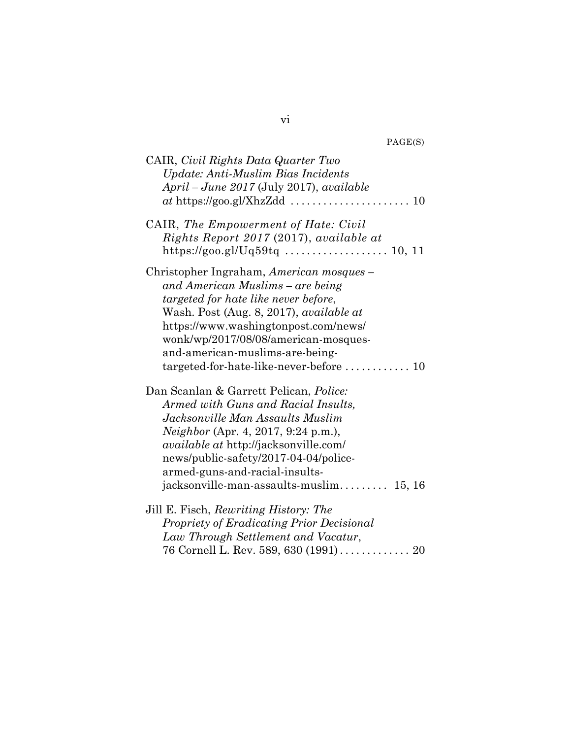PAGE(S)

CAIR, *Civil Rights Data Quarter Two Update: Anti-Muslim Bias Incidents April – June 2017* (July 2017), *available at* https://goo.gl/XhzZdd . . . . . . . . . . . . . . . . . . . . . . 10

CAIR, *The Empowerment of Hate: Civil Rights Report 2017* (2017), *available at* https://goo.gl/Uq59tq . . . . . . . . . . . . . . . . . . . 10, 11

Christopher Ingraham, *American mosques – and American Muslims – are being targeted for hate like never before*, Wash. Post (Aug. 8, 2017), *available at* https://www.washingtonpost.com/news/wonk/wp/2017/08/08/american-mosques-and-american-muslims-are-being-targeted-for-hate-like-never-before . . . . . . . . . . . . 10

Dan Scanlan & Garrett Pelican, *Police: Armed with Guns and Racial Insults, Jacksonville Man Assaults Muslim Neighbor* (Apr. 4, 2017, 9:24 p.m.), *available at* http://jacksonville.com/news/public-safety/2017-04-04/police-armed-guns-and-racial-insults-jacksonville-man-assaults-muslim. . . . . . . . . 15, 16

Jill E. Fisch, *Rewriting History: The Propriety of Eradicating Prior Decisional Law Through Settlement and Vacatur*, 76 Cornell L. Rev. 589, 630 (1991) . . . . . . . . . . . . . 20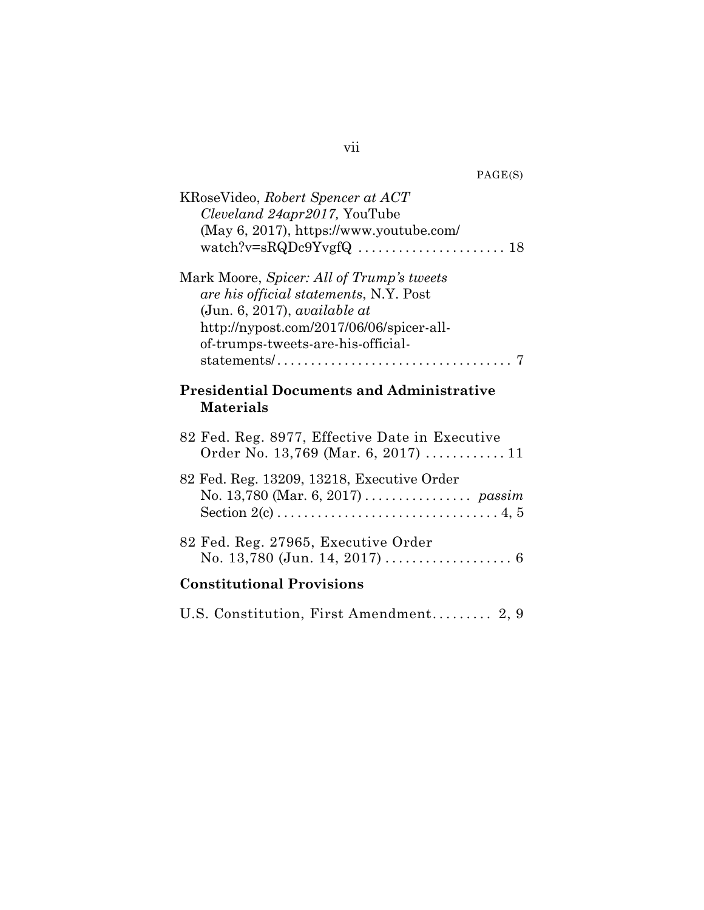PAGE(S)

KRoseVideo, *Robert Spencer at ACT Cleveland 24apr2017,* YouTube (May 6, 2017), https://www.youtube.com/watch?v=sRQDc9YvgfQ . . . . . . . . . . . . . . . . . . . . . . 18

Mark Moore, *Spicer: All of Trump's tweets are his official statements*, N.Y. Post (Jun. 6, 2017), *available at* http://nypost.com/2017/06/06/spicer-all-of-trumps-tweets-are-his-official-statements/ . . . . . . . . . . . . . . . . . . . . . . . . . . . . . . . . . . . 7

**Presidential Documents and Administrative Materials**

82 Fed. Reg. 8977, Effective Date in Executive Order No. 13,769 (Mar. 6, 2017) . . . . . . . . . . . . 11

82 Fed. Reg. 13209, 13218, Executive Order No. 13,780 (Mar. 6, 2017) . . . . . . . . . . . . . . . . *passim*
Section 2(c) . . . . . . . . . . . . . . . . . . . . . . . . . . . . . . . . . 4, 5

82 Fed. Reg. 27965, Executive Order No. 13,780 (Jun. 14, 2017) . . . . . . . . . . . . . . . . . . . 6

**Constitutional Provisions**

U.S. Constitution, First Amendment. . . . . . . . . 2, 9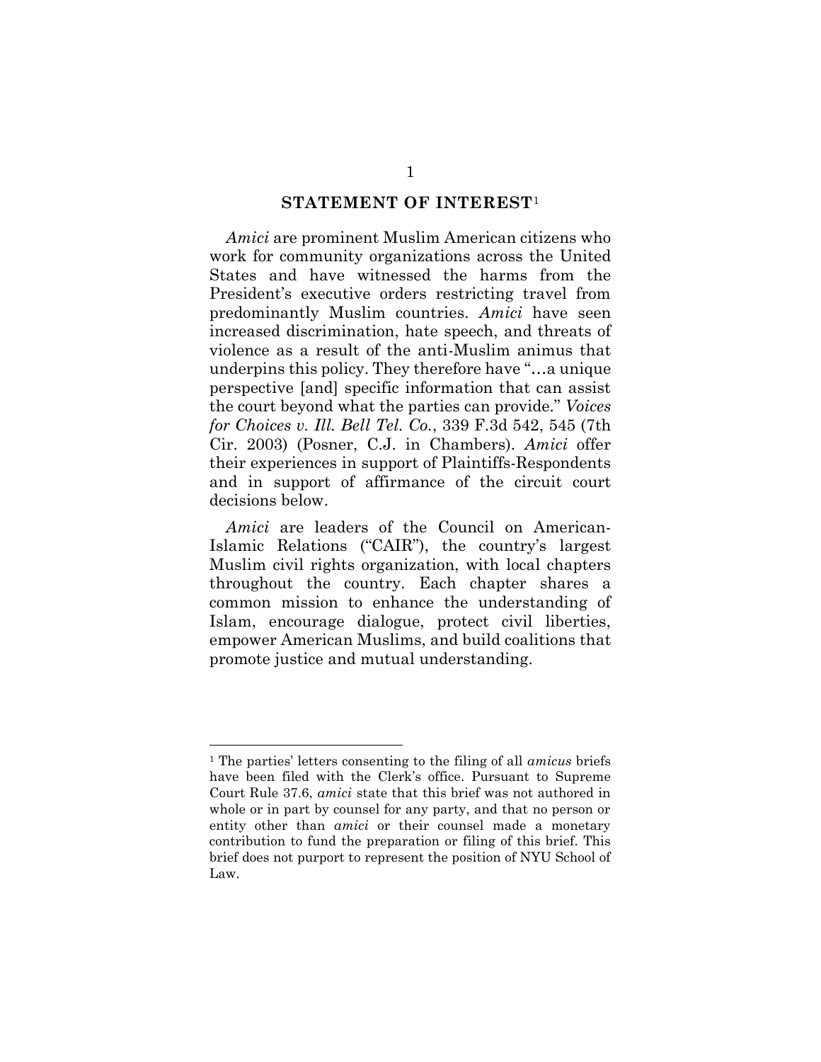## STATEMENT OF INTEREST[1]

*Amici* are prominent Muslim American citizens who work for community organizations across the United States and have witnessed the harms from the President's executive orders restricting travel from predominantly Muslim countries. *Amici* have seen increased discrimination, hate speech, and threats of violence as a result of the anti-Muslim animus that underpins this policy. They therefore have "…a unique perspective [and] specific information that can assist the court beyond what the parties can provide." *Voices for Choices v. Ill. Bell Tel. Co.*, 339 F.3d 542, 545 (7th Cir. 2003) (Posner, C.J. in Chambers). *Amici* offer their experiences in support of Plaintiffs-Respondents and in support of affirmance of the circuit court decisions below.

*Amici* are leaders of the Council on American-Islamic Relations ("CAIR"), the country's largest Muslim civil rights organization, with local chapters throughout the country. Each chapter shares a common mission to enhance the understanding of Islam, encourage dialogue, protect civil liberties, empower American Muslims, and build coalitions that promote justice and mutual understanding.

---

[1] The parties' letters consenting to the filing of all *amicus* briefs have been filed with the Clerk's office. Pursuant to Supreme Court Rule 37.6, *amici* state that this brief was not authored in whole or in part by counsel for any party, and that no person or entity other than *amici* or their counsel made a monetary contribution to fund the preparation or filing of this brief. This brief does not purport to represent the position of NYU School of Law.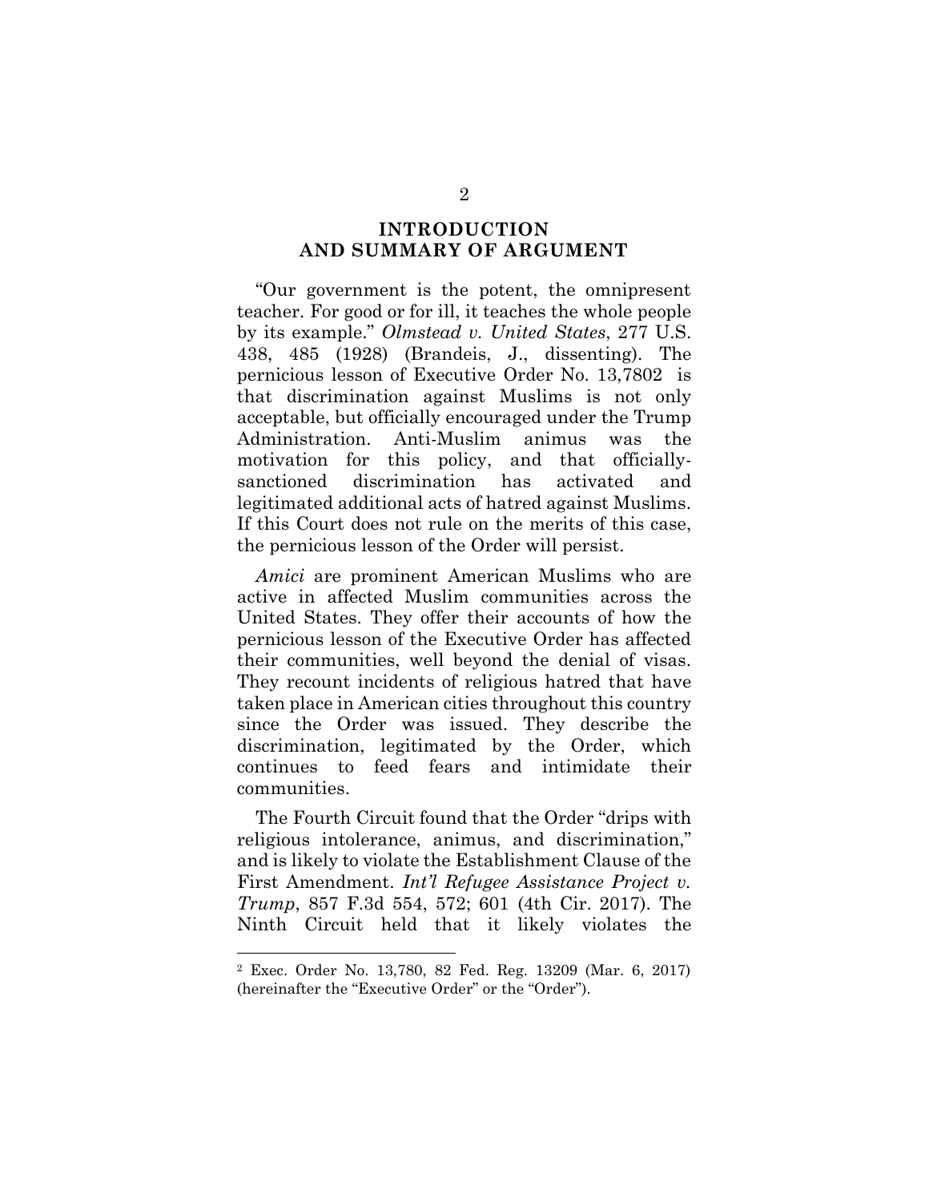## INTRODUCTION AND SUMMARY OF ARGUMENT

"Our government is the potent, the omnipresent teacher. For good or for ill, it teaches the whole people by its example." *Olmstead v. United States*, 277 U.S. 438, 485 (1928) (Brandeis, J., dissenting). The pernicious lesson of Executive Order No. 13,780[2] is that discrimination against Muslims is not only acceptable, but officially encouraged under the Trump Administration. Anti-Muslim animus was the motivation for this policy, and that officially-sanctioned discrimination has activated and legitimated additional acts of hatred against Muslims. If this Court does not rule on the merits of this case, the pernicious lesson of the Order will persist.

*Amici* are prominent American Muslims who are active in affected Muslim communities across the United States. They offer their accounts of how the pernicious lesson of the Executive Order has affected their communities, well beyond the denial of visas. They recount incidents of religious hatred that have taken place in American cities throughout this country since the Order was issued. They describe the discrimination, legitimated by the Order, which continues to feed fears and intimidate their communities.

The Fourth Circuit found that the Order "drips with religious intolerance, animus, and discrimination," and is likely to violate the Establishment Clause of the First Amendment. *Int'l Refugee Assistance Project v. Trump*, 857 F.3d 554, 572; 601 (4th Cir. 2017). The Ninth Circuit held that it likely violates the

[2] Exec. Order No. 13,780, 82 Fed. Reg. 13209 (Mar. 6, 2017) (hereinafter the "Executive Order" or the "Order").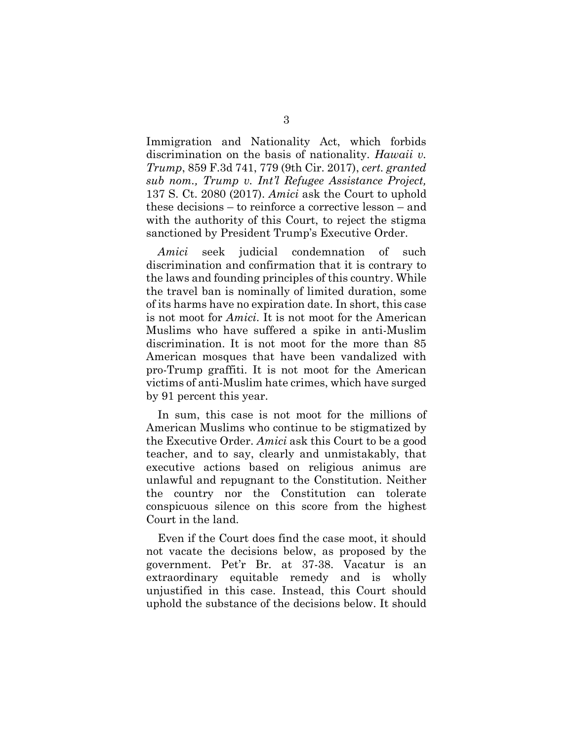Immigration and Nationality Act, which forbids discrimination on the basis of nationality. *Hawaii v. Trump*, 859 F.3d 741, 779 (9th Cir. 2017), *cert. granted sub nom., Trump v. Int'l Refugee Assistance Project,* 137 S. Ct. 2080 (2017). *Amici* ask the Court to uphold these decisions – to reinforce a corrective lesson – and with the authority of this Court, to reject the stigma sanctioned by President Trump's Executive Order.

*Amici* seek judicial condemnation of such discrimination and confirmation that it is contrary to the laws and founding principles of this country. While the travel ban is nominally of limited duration, some of its harms have no expiration date. In short, this case is not moot for *Amici*. It is not moot for the American Muslims who have suffered a spike in anti-Muslim discrimination. It is not moot for the more than 85 American mosques that have been vandalized with pro-Trump graffiti. It is not moot for the American victims of anti-Muslim hate crimes, which have surged by 91 percent this year.

In sum, this case is not moot for the millions of American Muslims who continue to be stigmatized by the Executive Order. *Amici* ask this Court to be a good teacher, and to say, clearly and unmistakably, that executive actions based on religious animus are unlawful and repugnant to the Constitution. Neither the country nor the Constitution can tolerate conspicuous silence on this score from the highest Court in the land.

Even if the Court does find the case moot, it should not vacate the decisions below, as proposed by the government. Pet'r Br. at 37-38. Vacatur is an extraordinary equitable remedy and is wholly unjustified in this case. Instead, this Court should uphold the substance of the decisions below. It should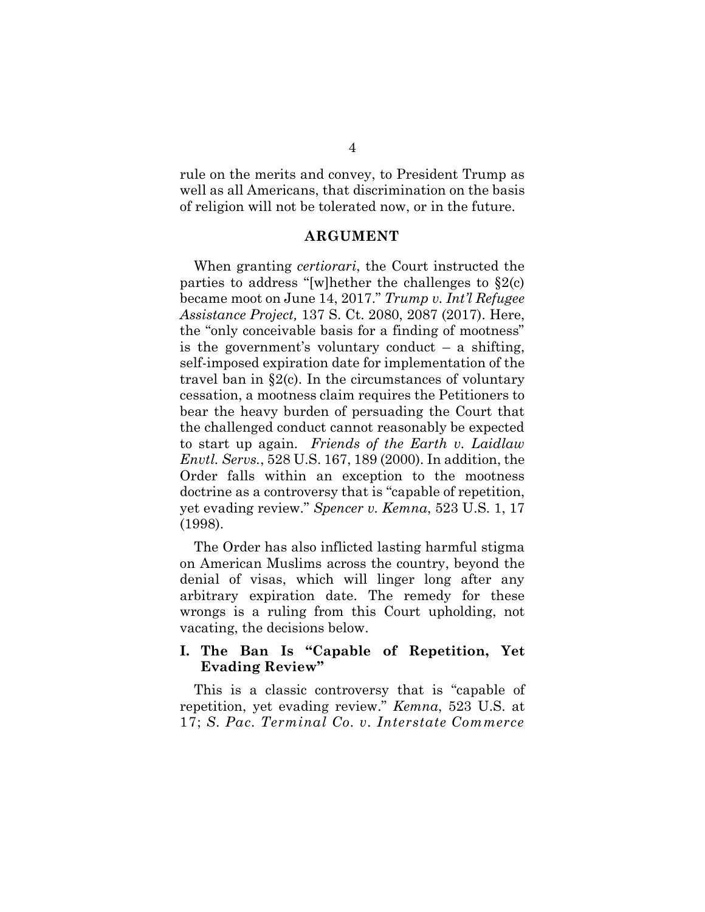rule on the merits and convey, to President Trump as well as all Americans, that discrimination on the basis of religion will not be tolerated now, or in the future.

## ARGUMENT

When granting *certiorari*, the Court instructed the parties to address "[w]hether the challenges to §2(c) became moot on June 14, 2017." *Trump v. Int'l Refugee Assistance Project,* 137 S. Ct. 2080, 2087 (2017). Here, the "only conceivable basis for a finding of mootness" is the government's voluntary conduct – a shifting, self-imposed expiration date for implementation of the travel ban in §2(c). In the circumstances of voluntary cessation, a mootness claim requires the Petitioners to bear the heavy burden of persuading the Court that the challenged conduct cannot reasonably be expected to start up again. *Friends of the Earth v. Laidlaw Envtl. Servs.*, 528 U.S. 167, 189 (2000). In addition, the Order falls within an exception to the mootness doctrine as a controversy that is "capable of repetition, yet evading review." *Spencer v. Kemna*, 523 U.S. 1, 17 (1998).

The Order has also inflicted lasting harmful stigma on American Muslims across the country, beyond the denial of visas, which will linger long after any arbitrary expiration date. The remedy for these wrongs is a ruling from this Court upholding, not vacating, the decisions below.

### I. The Ban Is "Capable of Repetition, Yet Evading Review"

This is a classic controversy that is "capable of repetition, yet evading review." *Kemna*, 523 U.S. at 17; *S. Pac. Terminal Co. v. Interstate Commerce*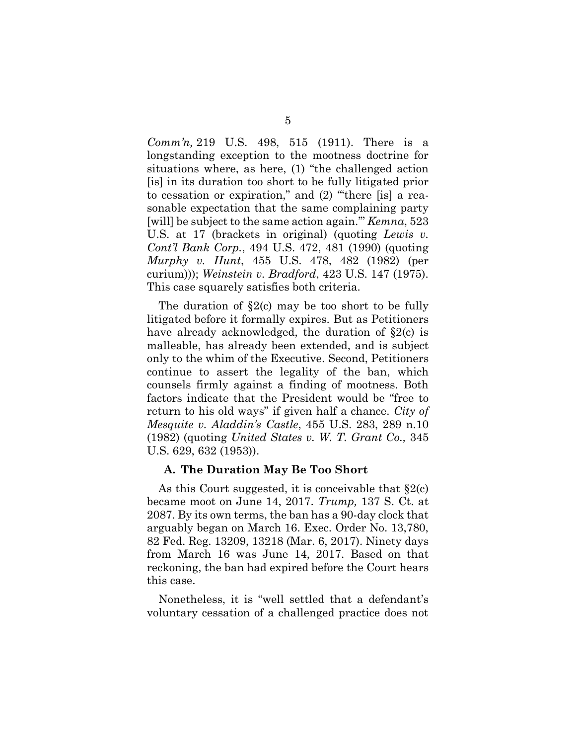*Comm'n,* 219 U.S. 498, 515 (1911). There is a longstanding exception to the mootness doctrine for situations where, as here, (1) "the challenged action [is] in its duration too short to be fully litigated prior to cessation or expiration," and (2) "'there [is] a reasonable expectation that the same complaining party [will] be subject to the same action again.'" *Kemna*, 523 U.S. at 17 (brackets in original) (quoting *Lewis v. Cont'l Bank Corp.*, 494 U.S. 472, 481 (1990) (quoting *Murphy v. Hunt*, 455 U.S. 478, 482 (1982) (per curium))); *Weinstein v. Bradford*, 423 U.S. 147 (1975). This case squarely satisfies both criteria.

The duration of §2(c) may be too short to be fully litigated before it formally expires. But as Petitioners have already acknowledged, the duration of §2(c) is malleable, has already been extended, and is subject only to the whim of the Executive. Second, Petitioners continue to assert the legality of the ban, which counsels firmly against a finding of mootness. Both factors indicate that the President would be "free to return to his old ways" if given half a chance. *City of Mesquite v. Aladdin's Castle*, 455 U.S. 283, 289 n.10 (1982) (quoting *United States v. W. T. Grant Co.,* 345 U.S. 629, 632 (1953)).

### A. The Duration May Be Too Short

As this Court suggested, it is conceivable that §2(c) became moot on June 14, 2017. *Trump,* 137 S. Ct. at 2087. By its own terms, the ban has a 90-day clock that arguably began on March 16. Exec. Order No. 13,780, 82 Fed. Reg. 13209, 13218 (Mar. 6, 2017). Ninety days from March 16 was June 14, 2017. Based on that reckoning, the ban had expired before the Court hears this case.

Nonetheless, it is "well settled that a defendant's voluntary cessation of a challenged practice does not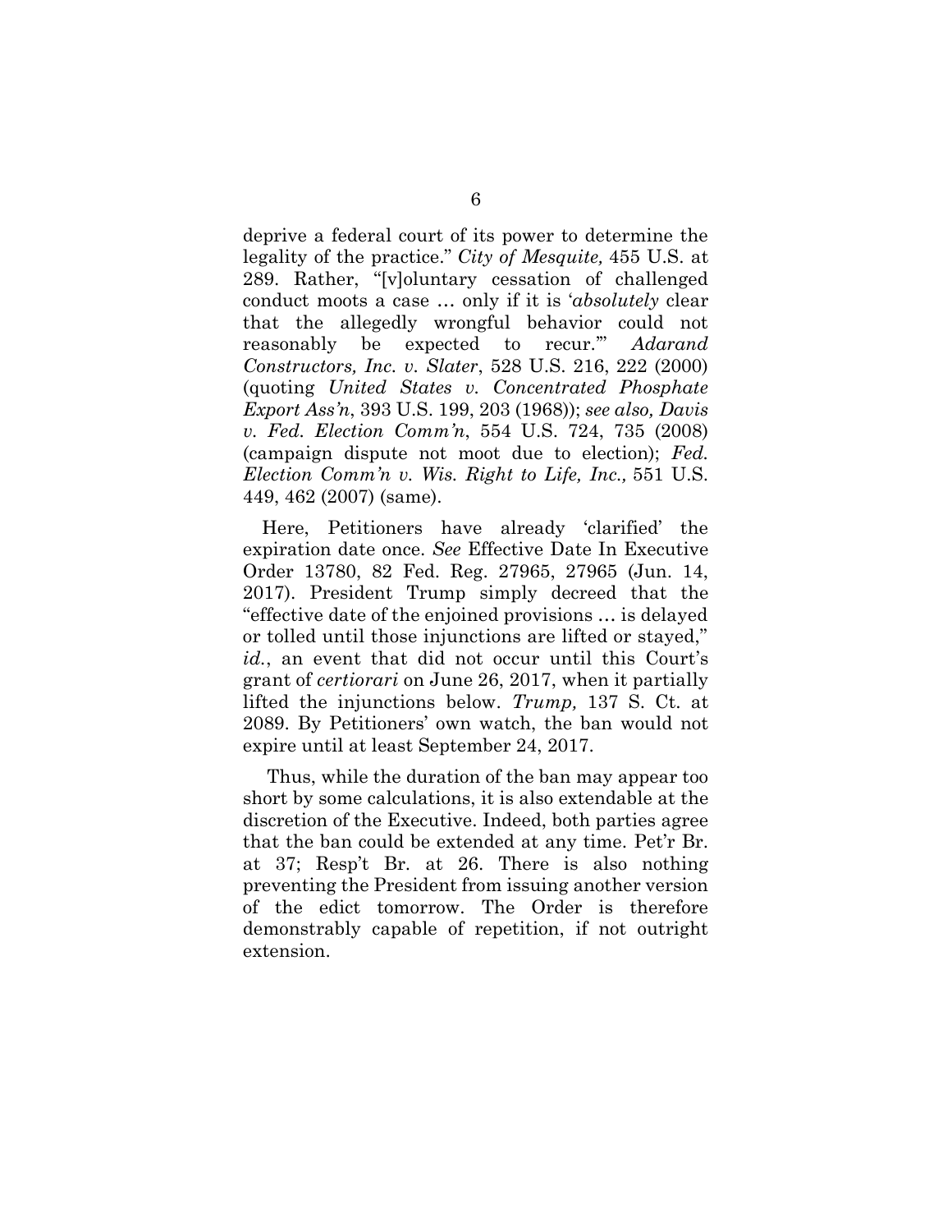deprive a federal court of its power to determine the legality of the practice." *City of Mesquite,* 455 U.S. at 289. Rather, "[v]oluntary cessation of challenged conduct moots a case … only if it is '*absolutely* clear that the allegedly wrongful behavior could not reasonably be expected to recur.'" *Adarand Constructors, Inc. v. Slater*, 528 U.S. 216, 222 (2000) (quoting *United States v. Concentrated Phosphate Export Ass'n*, 393 U.S. 199, 203 (1968)); *see also, Davis v. Fed. Election Comm'n*, 554 U.S. 724, 735 (2008) (campaign dispute not moot due to election); *Fed. Election Comm'n v. Wis. Right to Life, Inc.,* 551 U.S. 449, 462 (2007) (same).

Here, Petitioners have already 'clarified' the expiration date once. *See* Effective Date In Executive Order 13780, 82 Fed. Reg. 27965, 27965 (Jun. 14, 2017). President Trump simply decreed that the "effective date of the enjoined provisions … is delayed or tolled until those injunctions are lifted or stayed," *id.*, an event that did not occur until this Court's grant of *certiorari* on June 26, 2017, when it partially lifted the injunctions below. *Trump,* 137 S. Ct. at 2089. By Petitioners' own watch, the ban would not expire until at least September 24, 2017.

Thus, while the duration of the ban may appear too short by some calculations, it is also extendable at the discretion of the Executive. Indeed, both parties agree that the ban could be extended at any time. Pet'r Br. at 37; Resp't Br. at 26. There is also nothing preventing the President from issuing another version of the edict tomorrow. The Order is therefore demonstrably capable of repetition, if not outright extension.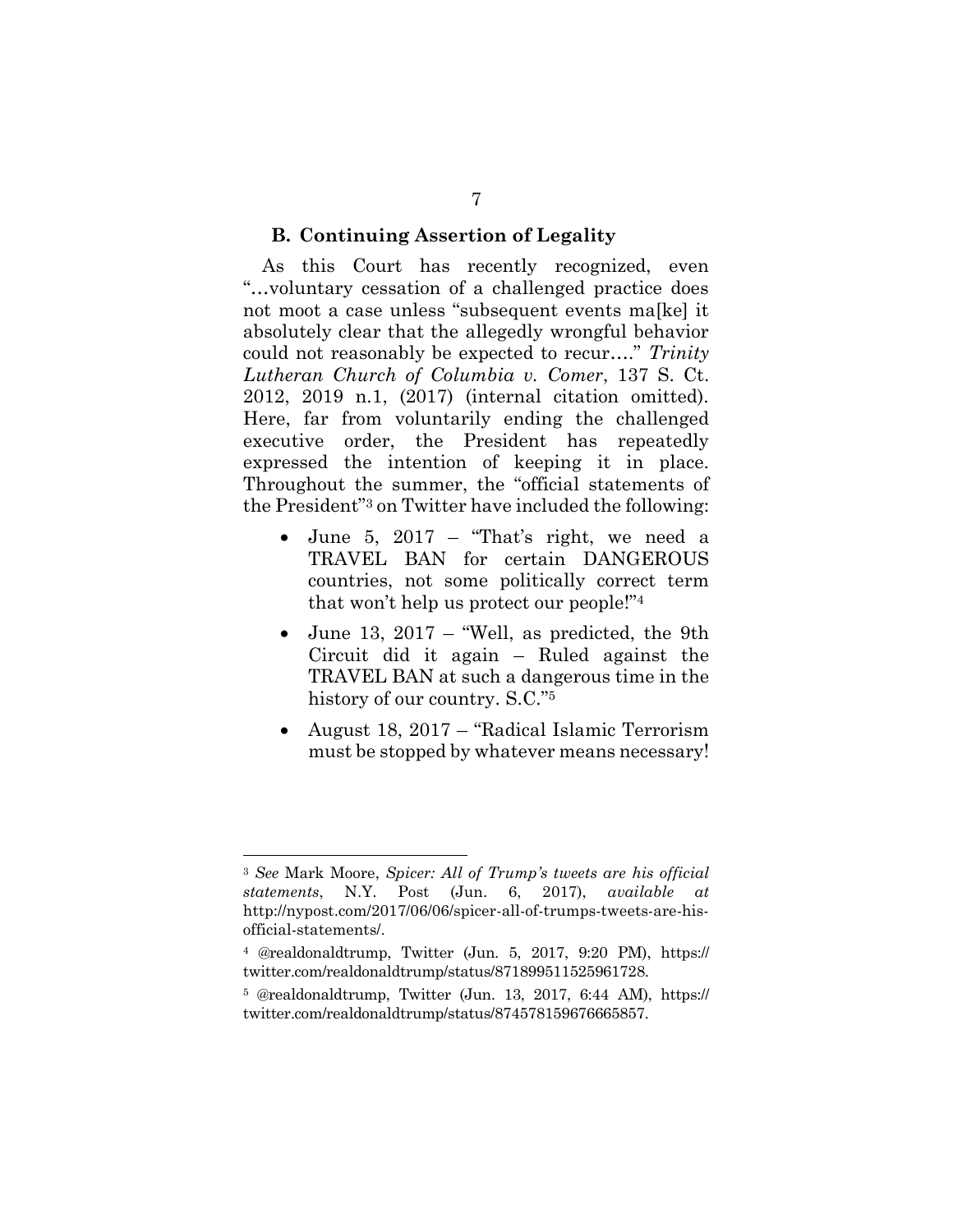### B. Continuing Assertion of Legality

As this Court has recently recognized, even "…voluntary cessation of a challenged practice does not moot a case unless "subsequent events ma[ke] it absolutely clear that the allegedly wrongful behavior could not reasonably be expected to recur…." *Trinity Lutheran Church of Columbia v. Comer*, 137 S. Ct. 2012, 2019 n.1, (2017) (internal citation omitted). Here, far from voluntarily ending the challenged executive order, the President has repeatedly expressed the intention of keeping it in place. Throughout the summer, the "official statements of the President"[3] on Twitter have included the following:

- June 5, 2017 – "That's right, we need a TRAVEL BAN for certain DANGEROUS countries, not some politically correct term that won't help us protect our people!"[4]
- June 13, 2017 – "Well, as predicted, the 9th Circuit did it again – Ruled against the TRAVEL BAN at such a dangerous time in the history of our country. S.C."[5]
- August 18, 2017 – "Radical Islamic Terrorism must be stopped by whatever means necessary!

---

[3] *See* Mark Moore, *Spicer: All of Trump's tweets are his official statements*, N.Y. Post (Jun. 6, 2017), *available at* http://nypost.com/2017/06/06/spicer-all-of-trumps-tweets-are-his-official-statements/.

[4] @realdonaldtrump, Twitter (Jun. 5, 2017, 9:20 PM), https://twitter.com/realdonaldtrump/status/871899511525961728.

[5] @realdonaldtrump, Twitter (Jun. 13, 2017, 6:44 AM), https://twitter.com/realdonaldtrump/status/874578159676665857.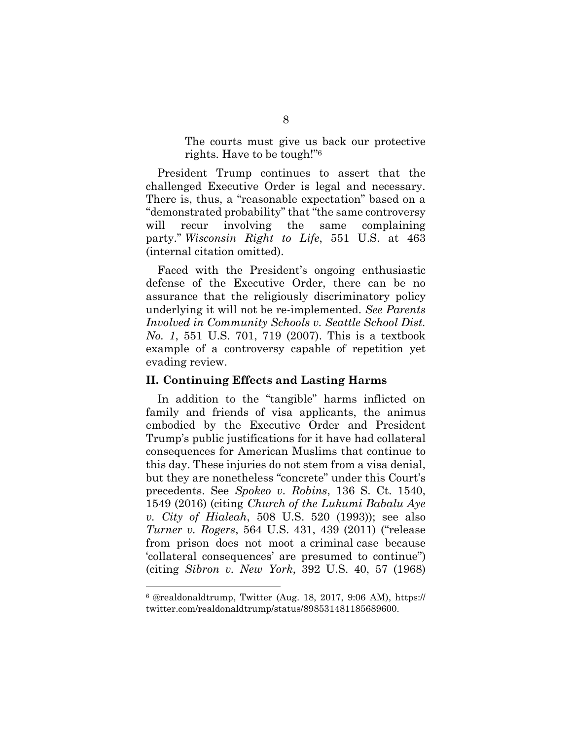> The courts must give us back our protective rights. Have to be tough!"[6]

President Trump continues to assert that the challenged Executive Order is legal and necessary. There is, thus, a "reasonable expectation" based on a "demonstrated probability" that "the same controversy will recur involving the same complaining party." *Wisconsin Right to Life*, 551 U.S. at 463 (internal citation omitted).

Faced with the President's ongoing enthusiastic defense of the Executive Order, there can be no assurance that the religiously discriminatory policy underlying it will not be re-implemented. *See Parents Involved in Community Schools v. Seattle School Dist. No. 1*, 551 U.S. 701, 719 (2007). This is a textbook example of a controversy capable of repetition yet evading review.

## II. Continuing Effects and Lasting Harms

In addition to the "tangible" harms inflicted on family and friends of visa applicants, the animus embodied by the Executive Order and President Trump's public justifications for it have had collateral consequences for American Muslims that continue to this day. These injuries do not stem from a visa denial, but they are nonetheless "concrete" under this Court's precedents. See *Spokeo v. Robins*, 136 S. Ct. 1540, 1549 (2016) (citing *Church of the Lukumi Babalu Aye v. City of Hialeah*, 508 U.S. 520 (1993)); see also *Turner v. Rogers*, 564 U.S. 431, 439 (2011) ("release from prison does not moot a criminal case because 'collateral consequences' are presumed to continue") (citing *Sibron v. New York*, 392 U.S. 40, 57 (1968)

---

[6] @realdonaldtrump, Twitter (Aug. 18, 2017, 9:06 AM), https://twitter.com/realdonaldtrump/status/898531481185689600.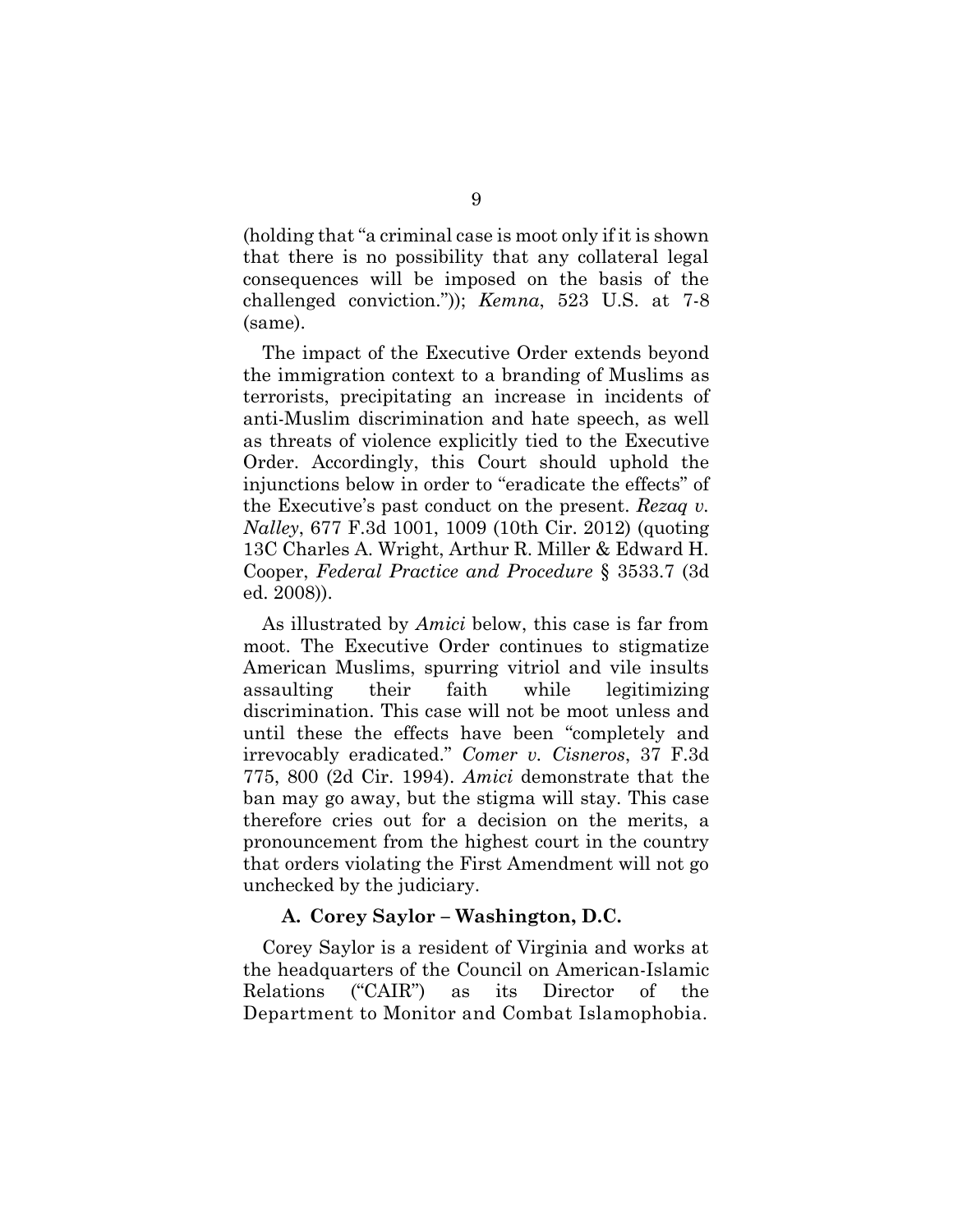(holding that "a criminal case is moot only if it is shown that there is no possibility that any collateral legal consequences will be imposed on the basis of the challenged conviction.")); *Kemna*, 523 U.S. at 7-8 (same).

The impact of the Executive Order extends beyond the immigration context to a branding of Muslims as terrorists, precipitating an increase in incidents of anti-Muslim discrimination and hate speech, as well as threats of violence explicitly tied to the Executive Order. Accordingly, this Court should uphold the injunctions below in order to "eradicate the effects" of the Executive's past conduct on the present. *Rezaq v. Nalley*, 677 F.3d 1001, 1009 (10th Cir. 2012) (quoting 13C Charles A. Wright, Arthur R. Miller & Edward H. Cooper, *Federal Practice and Procedure* § 3533.7 (3d ed. 2008)).

As illustrated by *Amici* below, this case is far from moot. The Executive Order continues to stigmatize American Muslims, spurring vitriol and vile insults assaulting their faith while legitimizing discrimination. This case will not be moot unless and until these the effects have been "completely and irrevocably eradicated." *Comer v. Cisneros*, 37 F.3d 775, 800 (2d Cir. 1994). *Amici* demonstrate that the ban may go away, but the stigma will stay. This case therefore cries out for a decision on the merits, a pronouncement from the highest court in the country that orders violating the First Amendment will not go unchecked by the judiciary.

### A. Corey Saylor – Washington, D.C.

Corey Saylor is a resident of Virginia and works at the headquarters of the Council on American-Islamic Relations ("CAIR") as its Director of the Department to Monitor and Combat Islamophobia.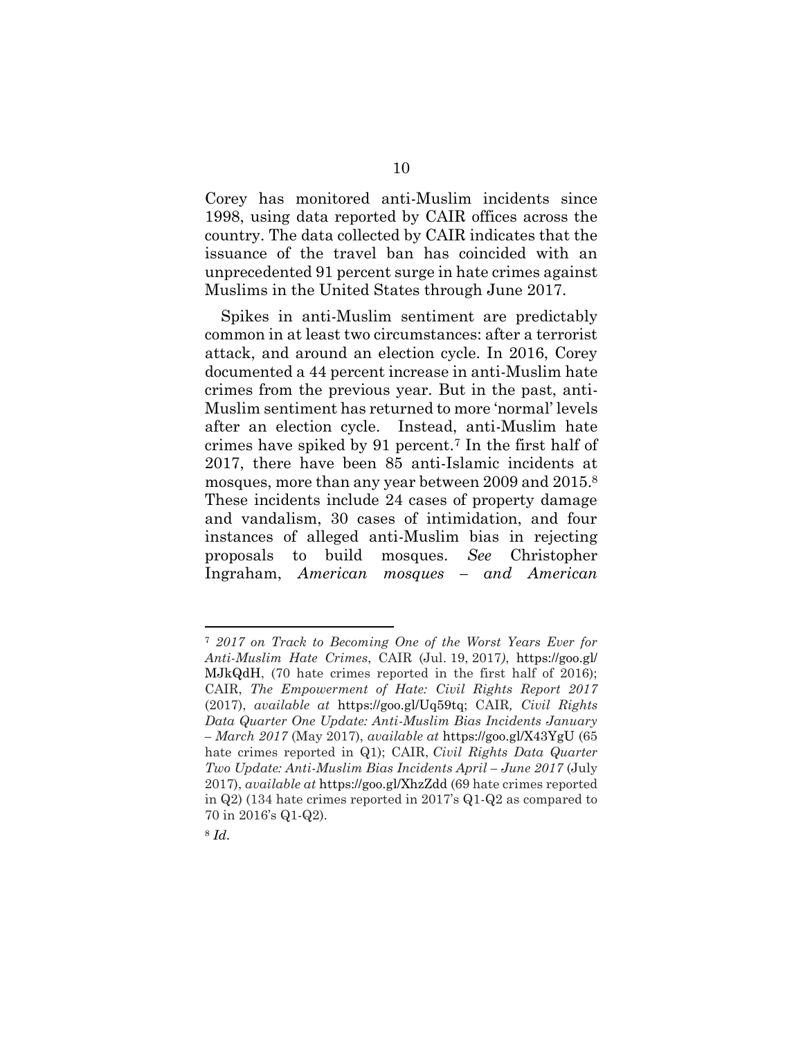Corey has monitored anti-Muslim incidents since 1998, using data reported by CAIR offices across the country. The data collected by CAIR indicates that the issuance of the travel ban has coincided with an unprecedented 91 percent surge in hate crimes against Muslims in the United States through June 2017.

Spikes in anti-Muslim sentiment are predictably common in at least two circumstances: after a terrorist attack, and around an election cycle. In 2016, Corey documented a 44 percent increase in anti-Muslim hate crimes from the previous year. But in the past, anti-Muslim sentiment has returned to more 'normal' levels after an election cycle. Instead, anti-Muslim hate crimes have spiked by 91 percent.[7] In the first half of 2017, there have been 85 anti-Islamic incidents at mosques, more than any year between 2009 and 2015.[8] These incidents include 24 cases of property damage and vandalism, 30 cases of intimidation, and four instances of alleged anti-Muslim bias in rejecting proposals to build mosques. *See* Christopher Ingraham, *American mosques – and American*

---

[7] *2017 on Track to Becoming One of the Worst Years Ever for Anti-Muslim Hate Crimes*, CAIR (Jul. 19, 2017), https://goo.gl/MJkQdH, (70 hate crimes reported in the first half of 2016); CAIR, *The Empowerment of Hate: Civil Rights Report 2017* (2017), *available at* https://goo.gl/Uq59tq; CAIR, *Civil Rights Data Quarter One Update: Anti-Muslim Bias Incidents January – March 2017* (May 2017), *available at* https://goo.gl/X43YgU (65 hate crimes reported in Q1); CAIR, *Civil Rights Data Quarter Two Update: Anti-Muslim Bias Incidents April – June 2017* (July 2017), *available at* https://goo.gl/XhzZdd (69 hate crimes reported in Q2) (134 hate crimes reported in 2017's Q1-Q2 as compared to 70 in 2016's Q1-Q2).

[8] *Id.*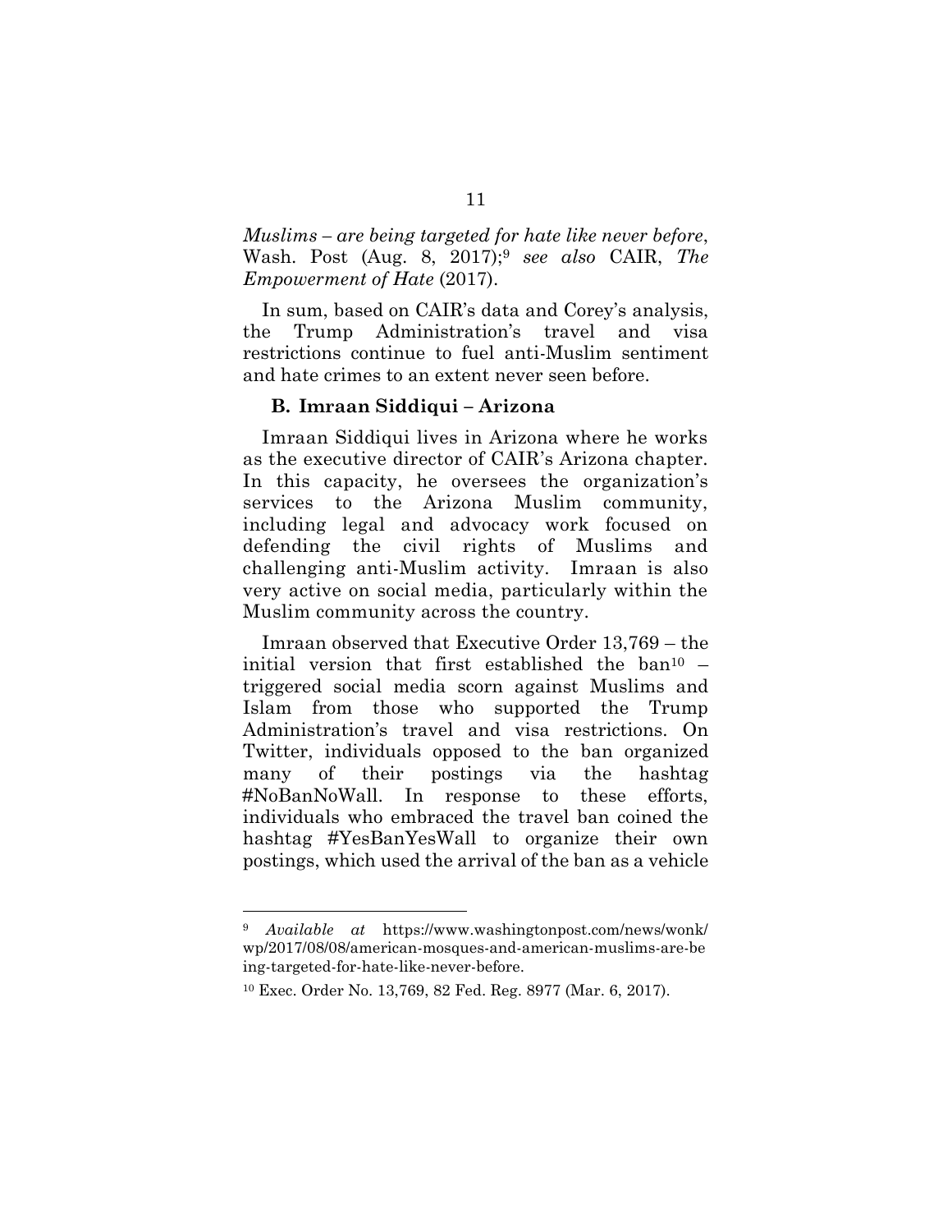*Muslims – are being targeted for hate like never before*, Wash. Post (Aug. 8, 2017);[9] *see also* CAIR, *The Empowerment of Hate* (2017).

In sum, based on CAIR's data and Corey's analysis, the Trump Administration's travel and visa restrictions continue to fuel anti-Muslim sentiment and hate crimes to an extent never seen before.

### B. Imraan Siddiqui – Arizona

Imraan Siddiqui lives in Arizona where he works as the executive director of CAIR's Arizona chapter. In this capacity, he oversees the organization's services to the Arizona Muslim community, including legal and advocacy work focused on defending the civil rights of Muslims and challenging anti-Muslim activity. Imraan is also very active on social media, particularly within the Muslim community across the country.

Imraan observed that Executive Order 13,769 – the initial version that first established the ban[10] – triggered social media scorn against Muslims and Islam from those who supported the Trump Administration's travel and visa restrictions. On Twitter, individuals opposed to the ban organized many of their postings via the hashtag #NoBanNoWall. In response to these efforts, individuals who embraced the travel ban coined the hashtag #YesBanYesWall to organize their own postings, which used the arrival of the ban as a vehicle

---

[9] *Available at* https://www.washingtonpost.com/news/wonk/wp/2017/08/08/american-mosques-and-american-muslims-are-being-targeted-for-hate-like-never-before.

[10] Exec. Order No. 13,769, 82 Fed. Reg. 8977 (Mar. 6, 2017).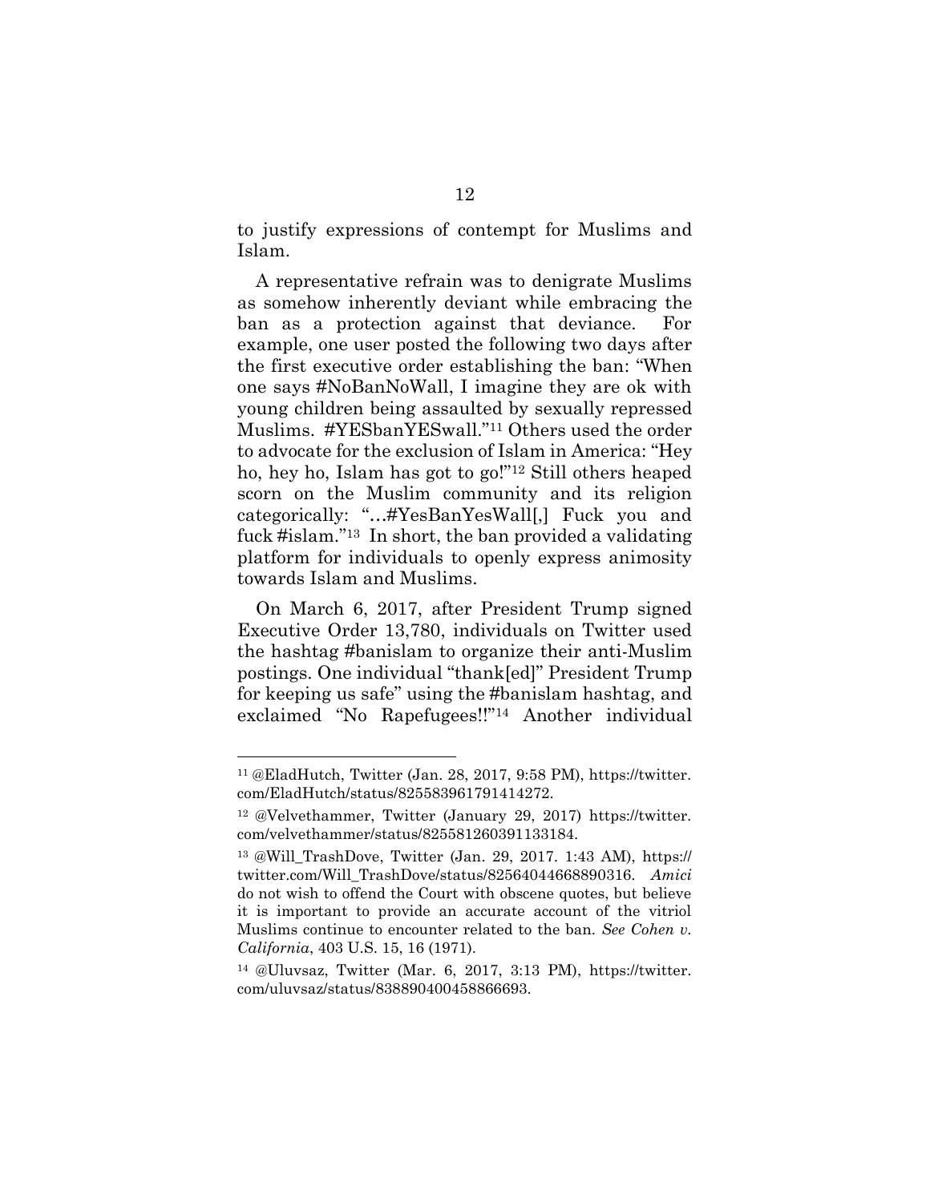to justify expressions of contempt for Muslims and Islam.

A representative refrain was to denigrate Muslims as somehow inherently deviant while embracing the ban as a protection against that deviance. For example, one user posted the following two days after the first executive order establishing the ban: "When one says #NoBanNoWall, I imagine they are ok with young children being assaulted by sexually repressed Muslims. #YESbanYESwall."[11] Others used the order to advocate for the exclusion of Islam in America: "Hey ho, hey ho, Islam has got to go!"[12] Still others heaped scorn on the Muslim community and its religion categorically: "…#YesBanYesWall[,] Fuck you and fuck #islam."[13] In short, the ban provided a validating platform for individuals to openly express animosity towards Islam and Muslims.

On March 6, 2017, after President Trump signed Executive Order 13,780, individuals on Twitter used the hashtag #banislam to organize their anti-Muslim postings. One individual "thank[ed]" President Trump for keeping us safe" using the #banislam hashtag, and exclaimed "No Rapefugees!!"[14] Another individual

---

[11] @EladHutch, Twitter (Jan. 28, 2017, 9:58 PM), https://twitter.com/EladHutch/status/825583961791414272.

[12] @Velvethammer, Twitter (January 29, 2017) https://twitter.com/velvethammer/status/825581260391133184.

[13] @Will_TrashDove, Twitter (Jan. 29, 2017. 1:43 AM), https://twitter.com/Will_TrashDove/status/82564044668890316. *Amici* do not wish to offend the Court with obscene quotes, but believe it is important to provide an accurate account of the vitriol Muslims continue to encounter related to the ban. *See Cohen v. California*, 403 U.S. 15, 16 (1971).

[14] @Uluvsaz, Twitter (Mar. 6, 2017, 3:13 PM), https://twitter.com/uluvsaz/status/838890400458866693.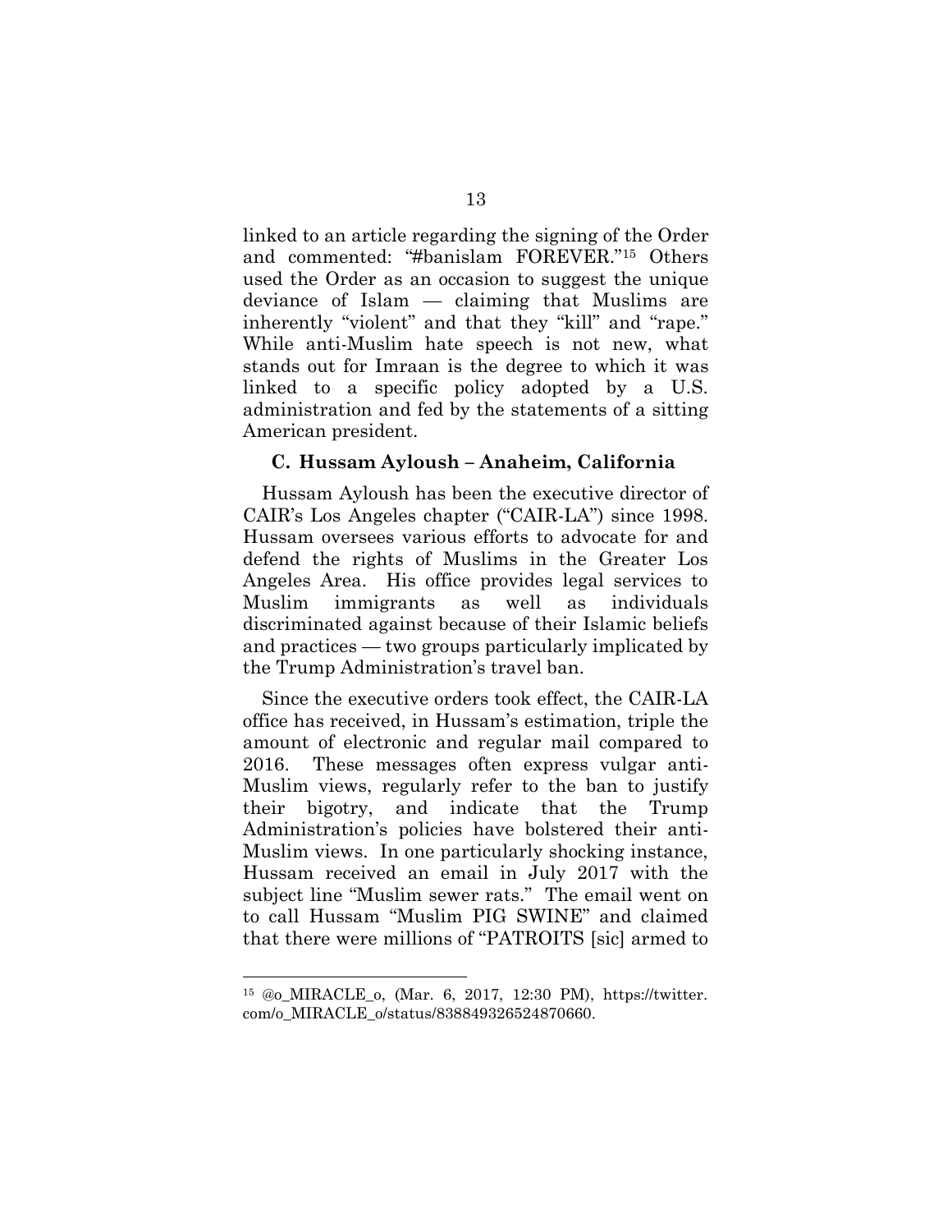linked to an article regarding the signing of the Order and commented: "#banislam FOREVER."[15] Others used the Order as an occasion to suggest the unique deviance of Islam — claiming that Muslims are inherently "violent" and that they "kill" and "rape." While anti-Muslim hate speech is not new, what stands out for Imraan is the degree to which it was linked to a specific policy adopted by a U.S. administration and fed by the statements of a sitting American president.

### C. Hussam Ayloush – Anaheim, California

Hussam Ayloush has been the executive director of CAIR's Los Angeles chapter ("CAIR-LA") since 1998. Hussam oversees various efforts to advocate for and defend the rights of Muslims in the Greater Los Angeles Area. His office provides legal services to Muslim immigrants as well as individuals discriminated against because of their Islamic beliefs and practices — two groups particularly implicated by the Trump Administration's travel ban.

Since the executive orders took effect, the CAIR-LA office has received, in Hussam's estimation, triple the amount of electronic and regular mail compared to 2016. These messages often express vulgar anti-Muslim views, regularly refer to the ban to justify their bigotry, and indicate that the Trump Administration's policies have bolstered their anti-Muslim views. In one particularly shocking instance, Hussam received an email in July 2017 with the subject line "Muslim sewer rats." The email went on to call Hussam "Muslim PIG SWINE" and claimed that there were millions of "PATROITS [sic] armed to

---

[15] @o_MIRACLE_o, (Mar. 6, 2017, 12:30 PM), https://twitter.com/o_MIRACLE_o/status/838849326524870660.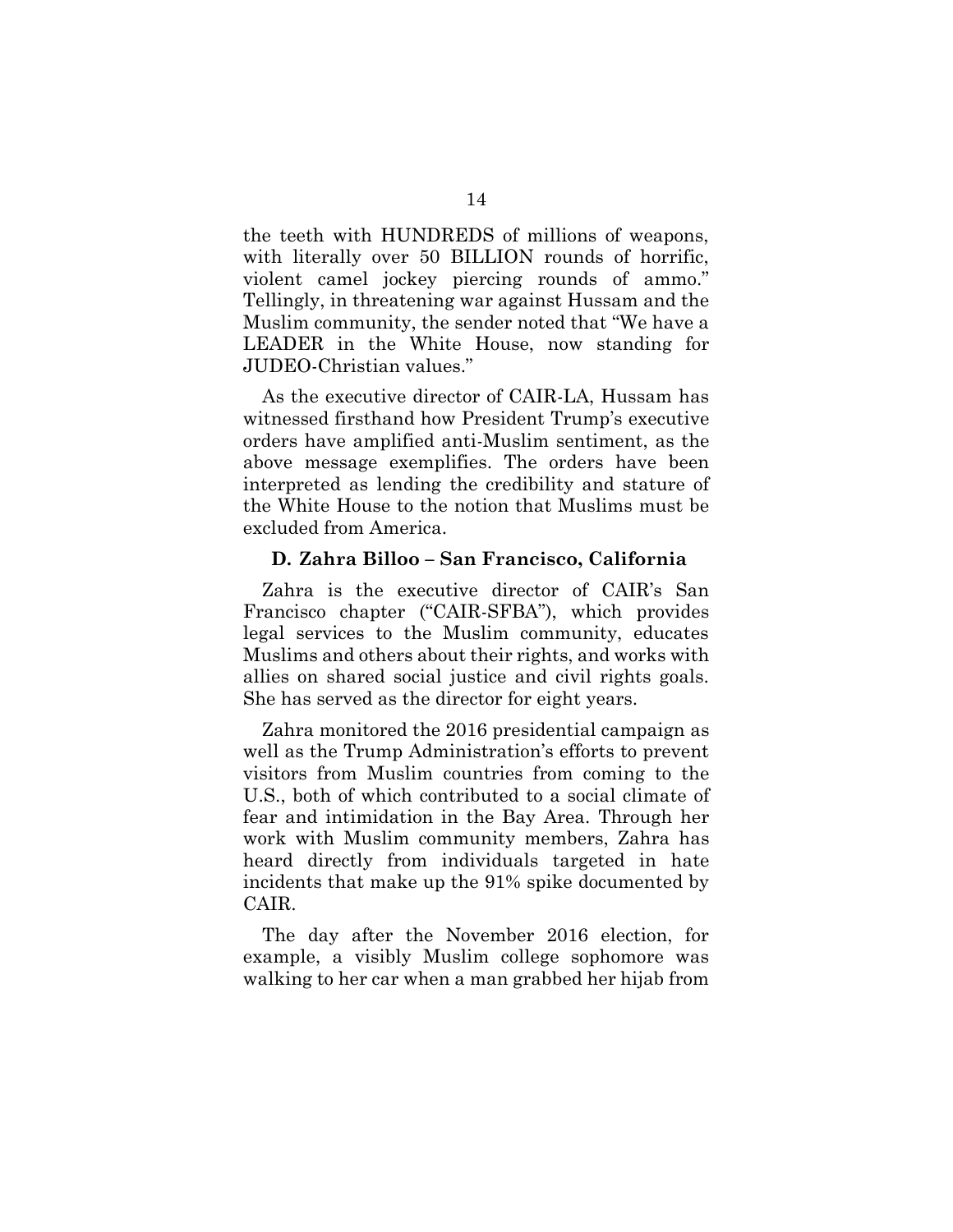the teeth with HUNDREDS of millions of weapons, with literally over 50 BILLION rounds of horrific, violent camel jockey piercing rounds of ammo." Tellingly, in threatening war against Hussam and the Muslim community, the sender noted that "We have a LEADER in the White House, now standing for JUDEO-Christian values."

As the executive director of CAIR-LA, Hussam has witnessed firsthand how President Trump's executive orders have amplified anti-Muslim sentiment, as the above message exemplifies. The orders have been interpreted as lending the credibility and stature of the White House to the notion that Muslims must be excluded from America.

### D. Zahra Billoo – San Francisco, California

Zahra is the executive director of CAIR's San Francisco chapter ("CAIR-SFBA"), which provides legal services to the Muslim community, educates Muslims and others about their rights, and works with allies on shared social justice and civil rights goals. She has served as the director for eight years.

Zahra monitored the 2016 presidential campaign as well as the Trump Administration's efforts to prevent visitors from Muslim countries from coming to the U.S., both of which contributed to a social climate of fear and intimidation in the Bay Area. Through her work with Muslim community members, Zahra has heard directly from individuals targeted in hate incidents that make up the 91% spike documented by CAIR.

The day after the November 2016 election, for example, a visibly Muslim college sophomore was walking to her car when a man grabbed her hijab from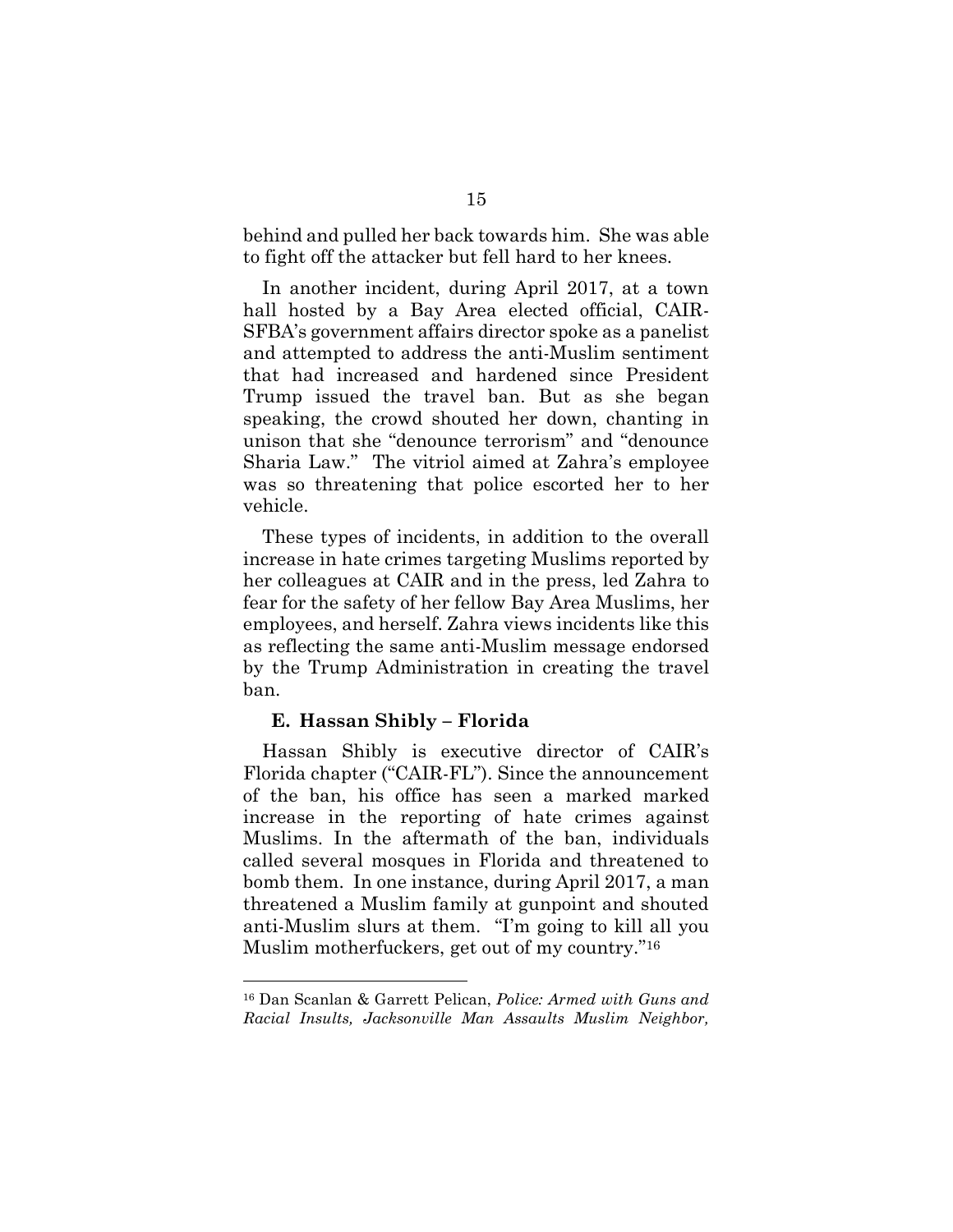behind and pulled her back towards him. She was able to fight off the attacker but fell hard to her knees.

In another incident, during April 2017, at a town hall hosted by a Bay Area elected official, CAIR-SFBA's government affairs director spoke as a panelist and attempted to address the anti-Muslim sentiment that had increased and hardened since President Trump issued the travel ban. But as she began speaking, the crowd shouted her down, chanting in unison that she "denounce terrorism" and "denounce Sharia Law." The vitriol aimed at Zahra's employee was so threatening that police escorted her to her vehicle.

These types of incidents, in addition to the overall increase in hate crimes targeting Muslims reported by her colleagues at CAIR and in the press, led Zahra to fear for the safety of her fellow Bay Area Muslims, her employees, and herself. Zahra views incidents like this as reflecting the same anti-Muslim message endorsed by the Trump Administration in creating the travel ban.

### E. Hassan Shibly – Florida

Hassan Shibly is executive director of CAIR's Florida chapter ("CAIR-FL"). Since the announcement of the ban, his office has seen a marked marked increase in the reporting of hate crimes against Muslims. In the aftermath of the ban, individuals called several mosques in Florida and threatened to bomb them. In one instance, during April 2017, a man threatened a Muslim family at gunpoint and shouted anti-Muslim slurs at them. "I'm going to kill all you Muslim motherfuckers, get out of my country."[16]

---

[16] Dan Scanlan & Garrett Pelican, *Police: Armed with Guns and Racial Insults, Jacksonville Man Assaults Muslim Neighbor,*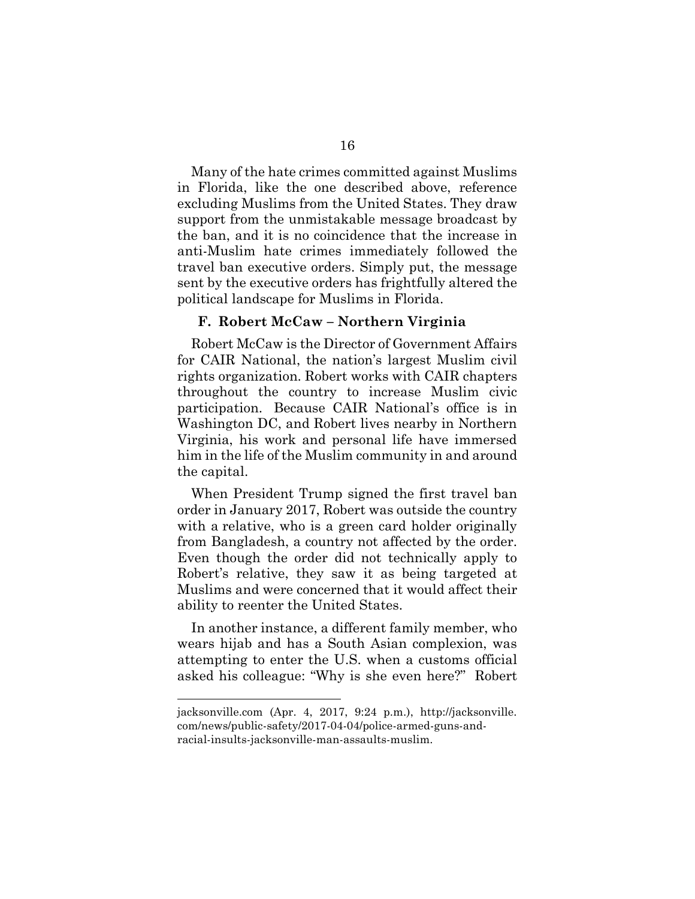Many of the hate crimes committed against Muslims in Florida, like the one described above, reference excluding Muslims from the United States. They draw support from the unmistakable message broadcast by the ban, and it is no coincidence that the increase in anti-Muslim hate crimes immediately followed the travel ban executive orders. Simply put, the message sent by the executive orders has frightfully altered the political landscape for Muslims in Florida.

### F. Robert McCaw – Northern Virginia

Robert McCaw is the Director of Government Affairs for CAIR National, the nation's largest Muslim civil rights organization. Robert works with CAIR chapters throughout the country to increase Muslim civic participation. Because CAIR National's office is in Washington DC, and Robert lives nearby in Northern Virginia, his work and personal life have immersed him in the life of the Muslim community in and around the capital.

When President Trump signed the first travel ban order in January 2017, Robert was outside the country with a relative, who is a green card holder originally from Bangladesh, a country not affected by the order. Even though the order did not technically apply to Robert's relative, they saw it as being targeted at Muslims and were concerned that it would affect their ability to reenter the United States.

In another instance, a different family member, who wears hijab and has a South Asian complexion, was attempting to enter the U.S. when a customs official asked his colleague: "Why is she even here?" Robert

jacksonville.com (Apr. 4, 2017, 9:24 p.m.), http://jacksonville.com/news/public-safety/2017-04-04/police-armed-guns-and-racial-insults-jacksonville-man-assaults-muslim.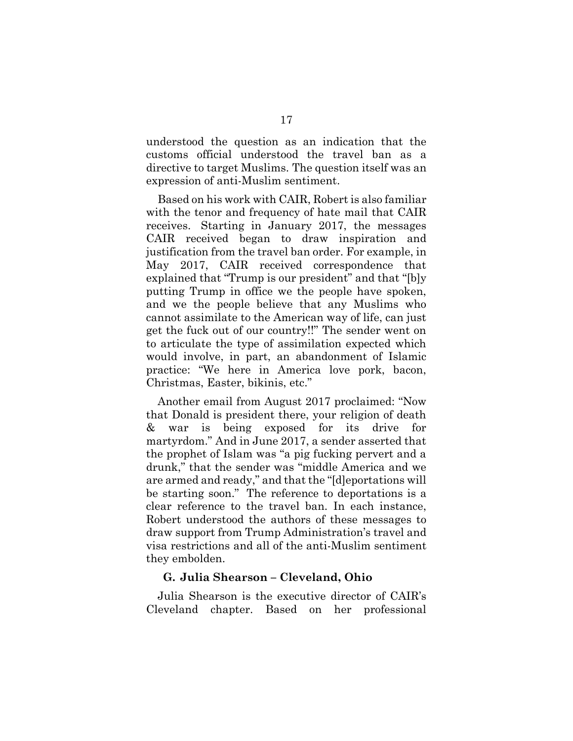understood the question as an indication that the customs official understood the travel ban as a directive to target Muslims. The question itself was an expression of anti-Muslim sentiment.

Based on his work with CAIR, Robert is also familiar with the tenor and frequency of hate mail that CAIR receives. Starting in January 2017, the messages CAIR received began to draw inspiration and justification from the travel ban order. For example, in May 2017, CAIR received correspondence that explained that "Trump is our president" and that "[b]y putting Trump in office we the people have spoken, and we the people believe that any Muslims who cannot assimilate to the American way of life, can just get the fuck out of our country!!" The sender went on to articulate the type of assimilation expected which would involve, in part, an abandonment of Islamic practice: "We here in America love pork, bacon, Christmas, Easter, bikinis, etc."

Another email from August 2017 proclaimed: "Now that Donald is president there, your religion of death & war is being exposed for its drive for martyrdom." And in June 2017, a sender asserted that the prophet of Islam was "a pig fucking pervert and a drunk," that the sender was "middle America and we are armed and ready," and that the "[d]eportations will be starting soon." The reference to deportations is a clear reference to the travel ban. In each instance, Robert understood the authors of these messages to draw support from Trump Administration's travel and visa restrictions and all of the anti-Muslim sentiment they embolden.

### G. Julia Shearson – Cleveland, Ohio

Julia Shearson is the executive director of CAIR's Cleveland chapter. Based on her professional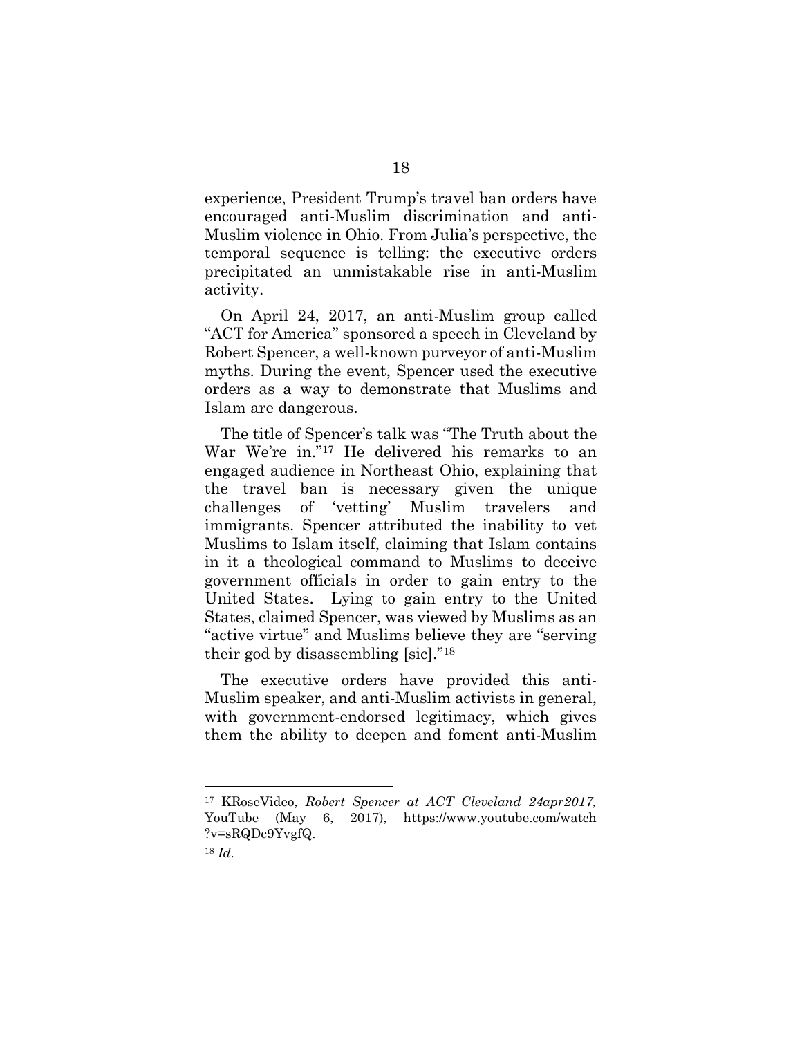experience, President Trump's travel ban orders have encouraged anti-Muslim discrimination and anti-Muslim violence in Ohio. From Julia's perspective, the temporal sequence is telling: the executive orders precipitated an unmistakable rise in anti-Muslim activity.

On April 24, 2017, an anti-Muslim group called "ACT for America" sponsored a speech in Cleveland by Robert Spencer, a well-known purveyor of anti-Muslim myths. During the event, Spencer used the executive orders as a way to demonstrate that Muslims and Islam are dangerous.

The title of Spencer's talk was "The Truth about the War We're in."[17] He delivered his remarks to an engaged audience in Northeast Ohio, explaining that the travel ban is necessary given the unique challenges of 'vetting' Muslim travelers and immigrants. Spencer attributed the inability to vet Muslims to Islam itself, claiming that Islam contains in it a theological command to Muslims to deceive government officials in order to gain entry to the United States. Lying to gain entry to the United States, claimed Spencer, was viewed by Muslims as an "active virtue" and Muslims believe they are "serving their god by disassembling [sic]."[18]

The executive orders have provided this anti-Muslim speaker, and anti-Muslim activists in general, with government-endorsed legitimacy, which gives them the ability to deepen and foment anti-Muslim

---

[17] KRoseVideo, *Robert Spencer at ACT Cleveland 24apr2017,* YouTube (May 6, 2017), https://www.youtube.com/watch?v=sRQDc9YvgfQ.

[18] *Id.*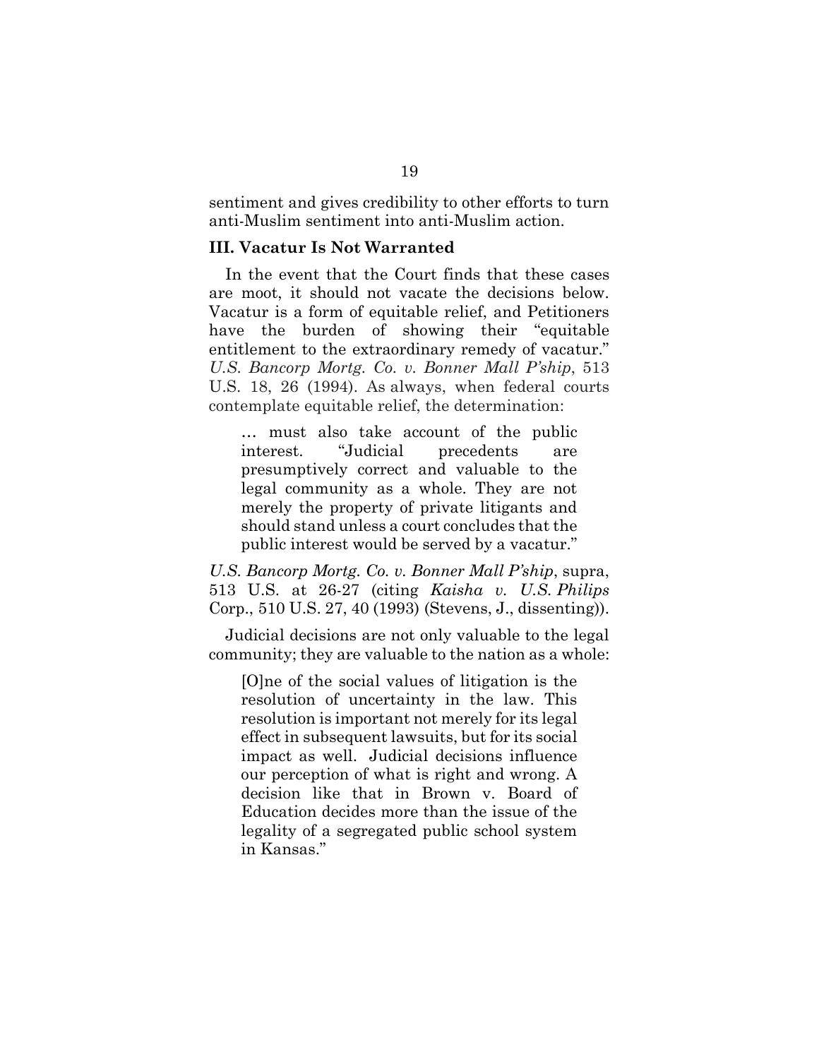sentiment and gives credibility to other efforts to turn anti-Muslim sentiment into anti-Muslim action.

### III. Vacatur Is Not Warranted

In the event that the Court finds that these cases are moot, it should not vacate the decisions below. Vacatur is a form of equitable relief, and Petitioners have the burden of showing their "equitable entitlement to the extraordinary remedy of vacatur." *U.S. Bancorp Mortg. Co. v. Bonner Mall P'ship*, 513 U.S. 18, 26 (1994). As always, when federal courts contemplate equitable relief, the determination:

> … must also take account of the public interest. "Judicial precedents are presumptively correct and valuable to the legal community as a whole. They are not merely the property of private litigants and should stand unless a court concludes that the public interest would be served by a vacatur."

*U.S. Bancorp Mortg. Co. v. Bonner Mall P'ship*, supra, 513 U.S. at 26-27 (citing *Kaisha v. U.S. Philips* Corp., 510 U.S. 27, 40 (1993) (Stevens, J., dissenting)).

Judicial decisions are not only valuable to the legal community; they are valuable to the nation as a whole:

> [O]ne of the social values of litigation is the resolution of uncertainty in the law. This resolution is important not merely for its legal effect in subsequent lawsuits, but for its social impact as well. Judicial decisions influence our perception of what is right and wrong. A decision like that in Brown v. Board of Education decides more than the issue of the legality of a segregated public school system in Kansas."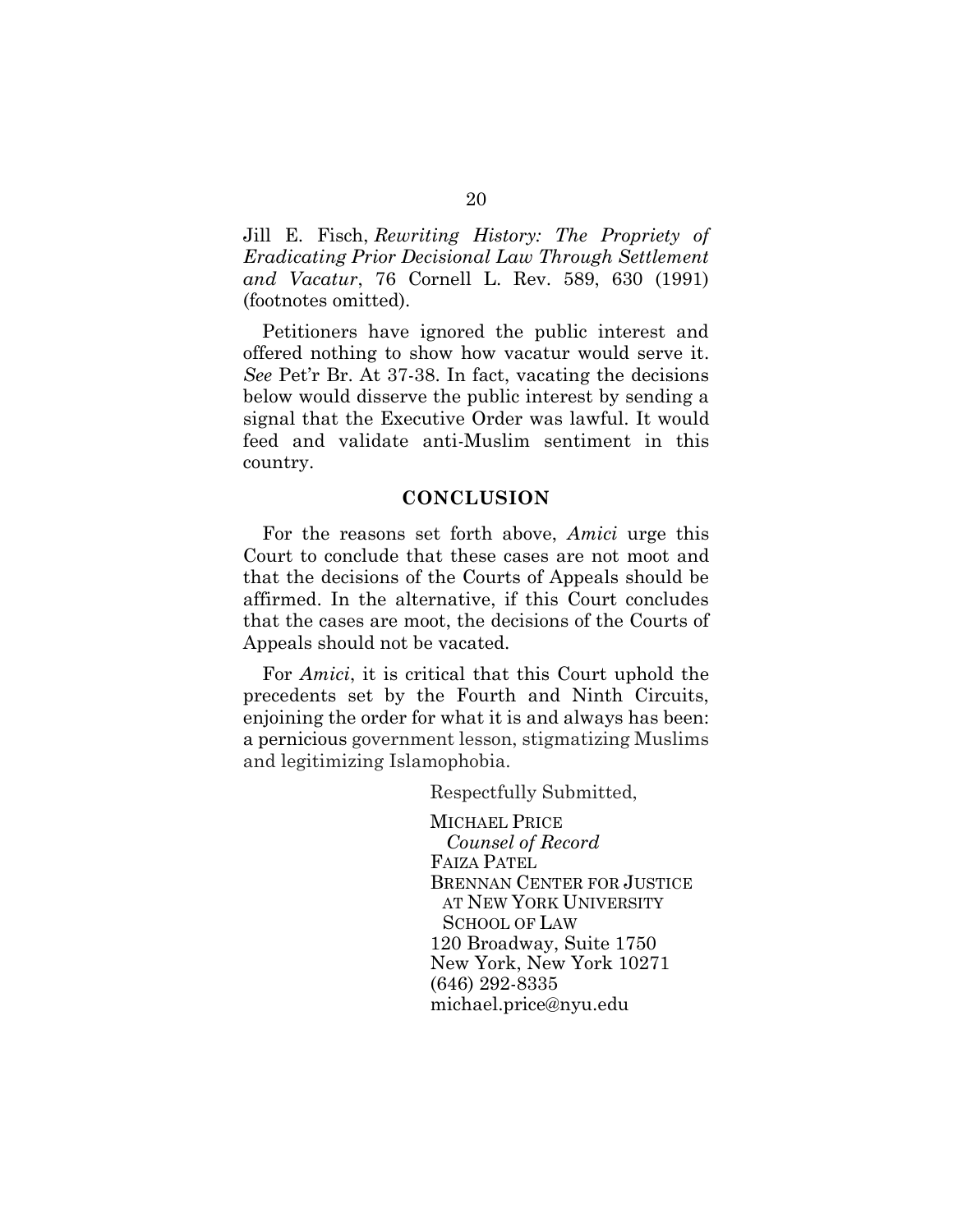Jill E. Fisch, *Rewriting History: The Propriety of Eradicating Prior Decisional Law Through Settlement and Vacatur*, 76 Cornell L. Rev. 589, 630 (1991) (footnotes omitted).

Petitioners have ignored the public interest and offered nothing to show how vacatur would serve it. *See* Pet'r Br. At 37-38. In fact, vacating the decisions below would disserve the public interest by sending a signal that the Executive Order was lawful. It would feed and validate anti-Muslim sentiment in this country.

## CONCLUSION

For the reasons set forth above, *Amici* urge this Court to conclude that these cases are not moot and that the decisions of the Courts of Appeals should be affirmed. In the alternative, if this Court concludes that the cases are moot, the decisions of the Courts of Appeals should not be vacated.

For *Amici*, it is critical that this Court uphold the precedents set by the Fourth and Ninth Circuits, enjoining the order for what it is and always has been: a pernicious government lesson, stigmatizing Muslims and legitimizing Islamophobia.

Respectfully Submitted,

MICHAEL PRICE
*Counsel of Record*
FAIZA PATEL
BRENNAN CENTER FOR JUSTICE AT NEW YORK UNIVERSITY SCHOOL OF LAW
120 Broadway, Suite 1750
New York, New York 10271
(646) 292-8335
michael.price@nyu.edu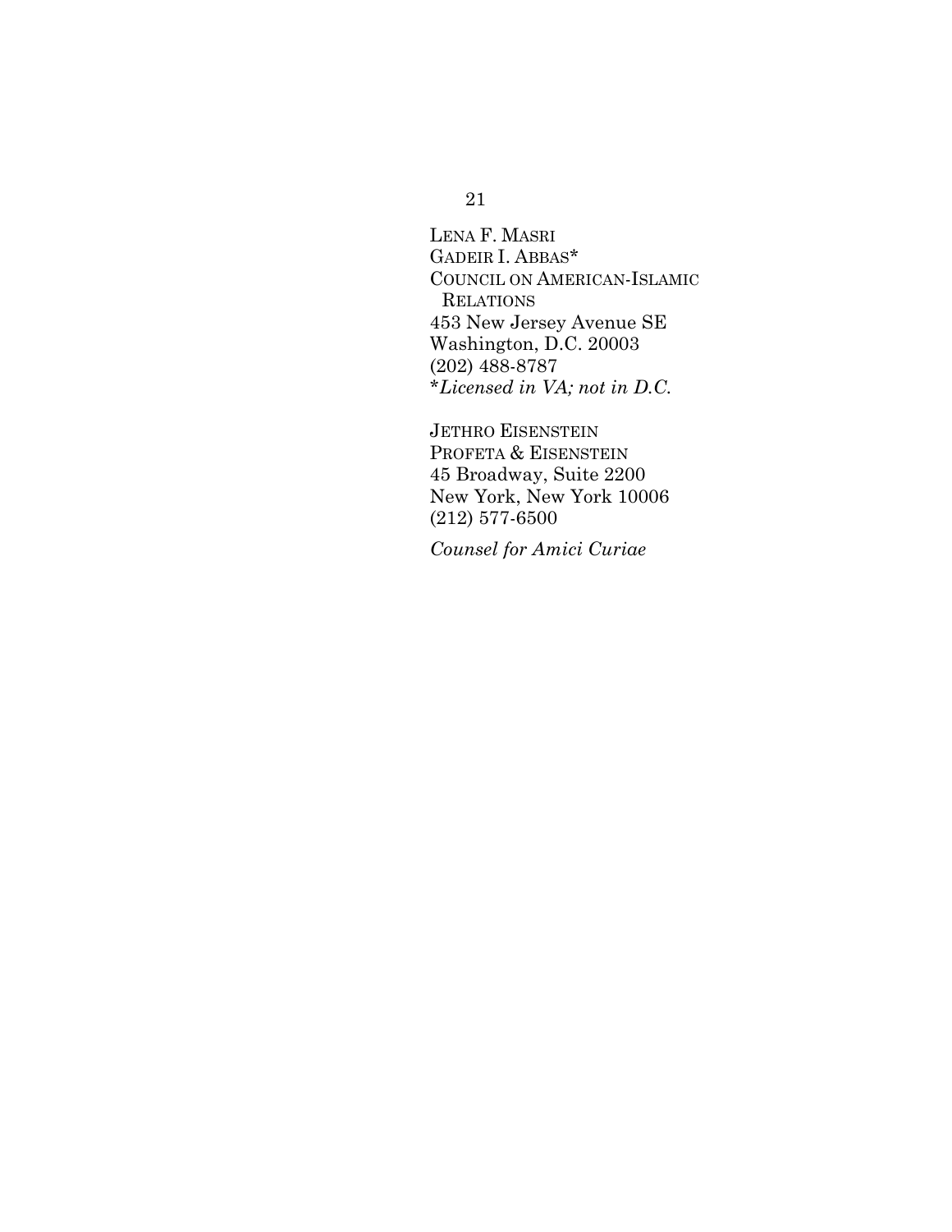LENA F. MASRI
GADEIR I. ABBAS*
COUNCIL ON AMERICAN-ISLAMIC RELATIONS
453 New Jersey Avenue SE
Washington, D.C. 20003
(202) 488-8787
**Licensed in VA; not in D.C.*

JETHRO EISENSTEIN
PROFETA & EISENSTEIN
45 Broadway, Suite 2200
New York, New York 10006
(212) 577-6500

*Counsel for Amici Curiae*